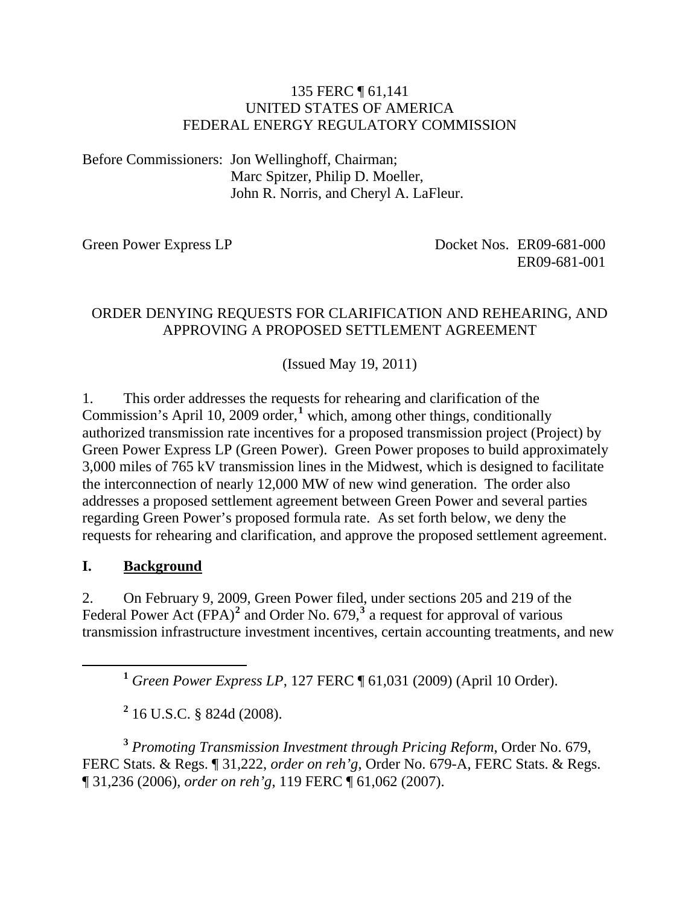135 FERC ¶ 61,141
UNITED STATES OF AMERICA
FEDERAL ENERGY REGULATORY COMMISSION

Before Commissioners: Jon Wellinghoff, Chairman;
Marc Spitzer, Philip D. Moeller,
John R. Norris, and Cheryl A. LaFleur.

Green Power Express LP — Docket Nos. ER09-681-000, ER09-681-001

ORDER DENYING REQUESTS FOR CLARIFICATION AND REHEARING, AND APPROVING A PROPOSED SETTLEMENT AGREEMENT

(Issued May 19, 2011)

1. This order addresses the requests for rehearing and clarification of the Commission's April 10, 2009 order,[1] which, among other things, conditionally authorized transmission rate incentives for a proposed transmission project (Project) by Green Power Express LP (Green Power). Green Power proposes to build approximately 3,000 miles of 765 kV transmission lines in the Midwest, which is designed to facilitate the interconnection of nearly 12,000 MW of new wind generation. The order also addresses a proposed settlement agreement between Green Power and several parties regarding Green Power's proposed formula rate. As set forth below, we deny the requests for rehearing and clarification, and approve the proposed settlement agreement.

## I. Background

2. On February 9, 2009, Green Power filed, under sections 205 and 219 of the Federal Power Act (FPA)[2] and Order No. 679,[3] a request for approval of various transmission infrastructure investment incentives, certain accounting treatments, and new

---

[1] *Green Power Express LP*, 127 FERC ¶ 61,031 (2009) (April 10 Order).

[2] 16 U.S.C. § 824d (2008).

[3] *Promoting Transmission Investment through Pricing Reform*, Order No. 679, FERC Stats. & Regs. ¶ 31,222, *order on reh'g*, Order No. 679-A, FERC Stats. & Regs. ¶ 31,236 (2006), *order on reh'g*, 119 FERC ¶ 61,062 (2007).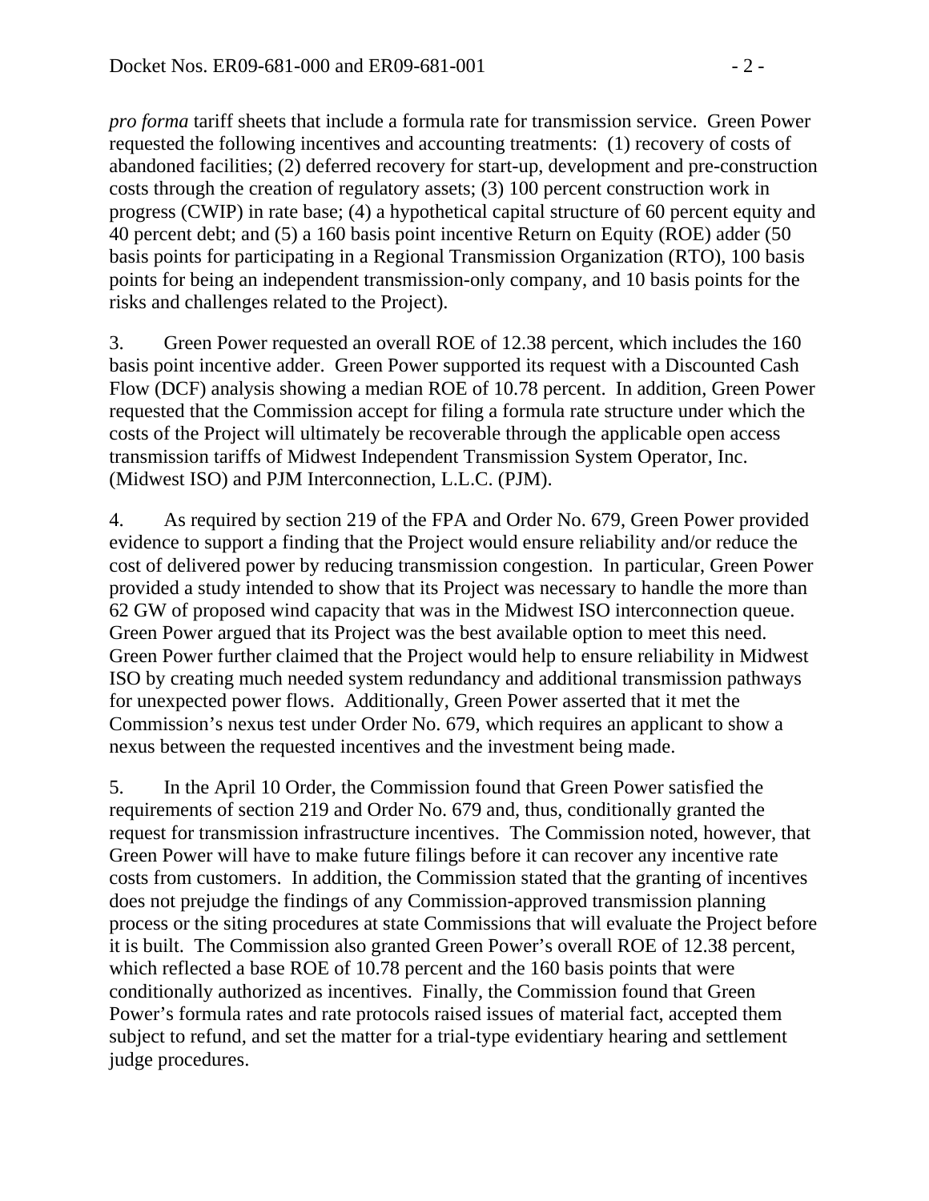*pro forma* tariff sheets that include a formula rate for transmission service. Green Power requested the following incentives and accounting treatments: (1) recovery of costs of abandoned facilities; (2) deferred recovery for start-up, development and pre-construction costs through the creation of regulatory assets; (3) 100 percent construction work in progress (CWIP) in rate base; (4) a hypothetical capital structure of 60 percent equity and 40 percent debt; and (5) a 160 basis point incentive Return on Equity (ROE) adder (50 basis points for participating in a Regional Transmission Organization (RTO), 100 basis points for being an independent transmission-only company, and 10 basis points for the risks and challenges related to the Project).

3. Green Power requested an overall ROE of 12.38 percent, which includes the 160 basis point incentive adder. Green Power supported its request with a Discounted Cash Flow (DCF) analysis showing a median ROE of 10.78 percent. In addition, Green Power requested that the Commission accept for filing a formula rate structure under which the costs of the Project will ultimately be recoverable through the applicable open access transmission tariffs of Midwest Independent Transmission System Operator, Inc. (Midwest ISO) and PJM Interconnection, L.L.C. (PJM).

4. As required by section 219 of the FPA and Order No. 679, Green Power provided evidence to support a finding that the Project would ensure reliability and/or reduce the cost of delivered power by reducing transmission congestion. In particular, Green Power provided a study intended to show that its Project was necessary to handle the more than 62 GW of proposed wind capacity that was in the Midwest ISO interconnection queue. Green Power argued that its Project was the best available option to meet this need. Green Power further claimed that the Project would help to ensure reliability in Midwest ISO by creating much needed system redundancy and additional transmission pathways for unexpected power flows. Additionally, Green Power asserted that it met the Commission's nexus test under Order No. 679, which requires an applicant to show a nexus between the requested incentives and the investment being made.

5. In the April 10 Order, the Commission found that Green Power satisfied the requirements of section 219 and Order No. 679 and, thus, conditionally granted the request for transmission infrastructure incentives. The Commission noted, however, that Green Power will have to make future filings before it can recover any incentive rate costs from customers. In addition, the Commission stated that the granting of incentives does not prejudge the findings of any Commission-approved transmission planning process or the siting procedures at state Commissions that will evaluate the Project before it is built. The Commission also granted Green Power's overall ROE of 12.38 percent, which reflected a base ROE of 10.78 percent and the 160 basis points that were conditionally authorized as incentives. Finally, the Commission found that Green Power's formula rates and rate protocols raised issues of material fact, accepted them subject to refund, and set the matter for a trial-type evidentiary hearing and settlement judge procedures.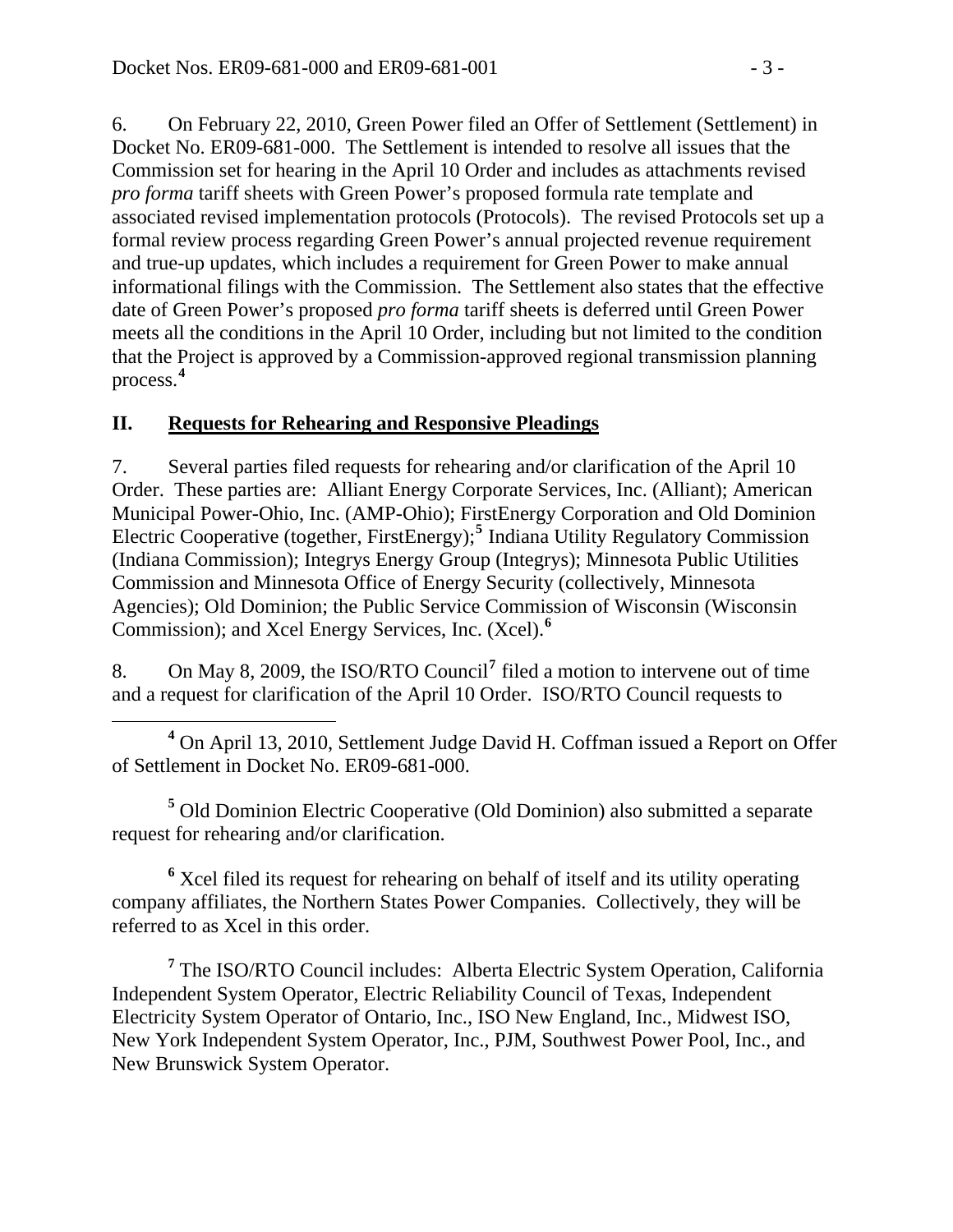6. On February 22, 2010, Green Power filed an Offer of Settlement (Settlement) in Docket No. ER09-681-000. The Settlement is intended to resolve all issues that the Commission set for hearing in the April 10 Order and includes as attachments revised *pro forma* tariff sheets with Green Power's proposed formula rate template and associated revised implementation protocols (Protocols). The revised Protocols set up a formal review process regarding Green Power's annual projected revenue requirement and true-up updates, which includes a requirement for Green Power to make annual informational filings with the Commission. The Settlement also states that the effective date of Green Power's proposed *pro forma* tariff sheets is deferred until Green Power meets all the conditions in the April 10 Order, including but not limited to the condition that the Project is approved by a Commission-approved regional transmission planning process.[4]

## II. Requests for Rehearing and Responsive Pleadings

7. Several parties filed requests for rehearing and/or clarification of the April 10 Order. These parties are: Alliant Energy Corporate Services, Inc. (Alliant); American Municipal Power-Ohio, Inc. (AMP-Ohio); FirstEnergy Corporation and Old Dominion Electric Cooperative (together, FirstEnergy);[5] Indiana Utility Regulatory Commission (Indiana Commission); Integrys Energy Group (Integrys); Minnesota Public Utilities Commission and Minnesota Office of Energy Security (collectively, Minnesota Agencies); Old Dominion; the Public Service Commission of Wisconsin (Wisconsin Commission); and Xcel Energy Services, Inc. (Xcel).[6]

8. On May 8, 2009, the ISO/RTO Council[7] filed a motion to intervene out of time and a request for clarification of the April 10 Order. ISO/RTO Council requests to

---

[4] On April 13, 2010, Settlement Judge David H. Coffman issued a Report on Offer of Settlement in Docket No. ER09-681-000.

[5] Old Dominion Electric Cooperative (Old Dominion) also submitted a separate request for rehearing and/or clarification.

[6] Xcel filed its request for rehearing on behalf of itself and its utility operating company affiliates, the Northern States Power Companies. Collectively, they will be referred to as Xcel in this order.

[7] The ISO/RTO Council includes: Alberta Electric System Operation, California Independent System Operator, Electric Reliability Council of Texas, Independent Electricity System Operator of Ontario, Inc., ISO New England, Inc., Midwest ISO, New York Independent System Operator, Inc., PJM, Southwest Power Pool, Inc., and New Brunswick System Operator.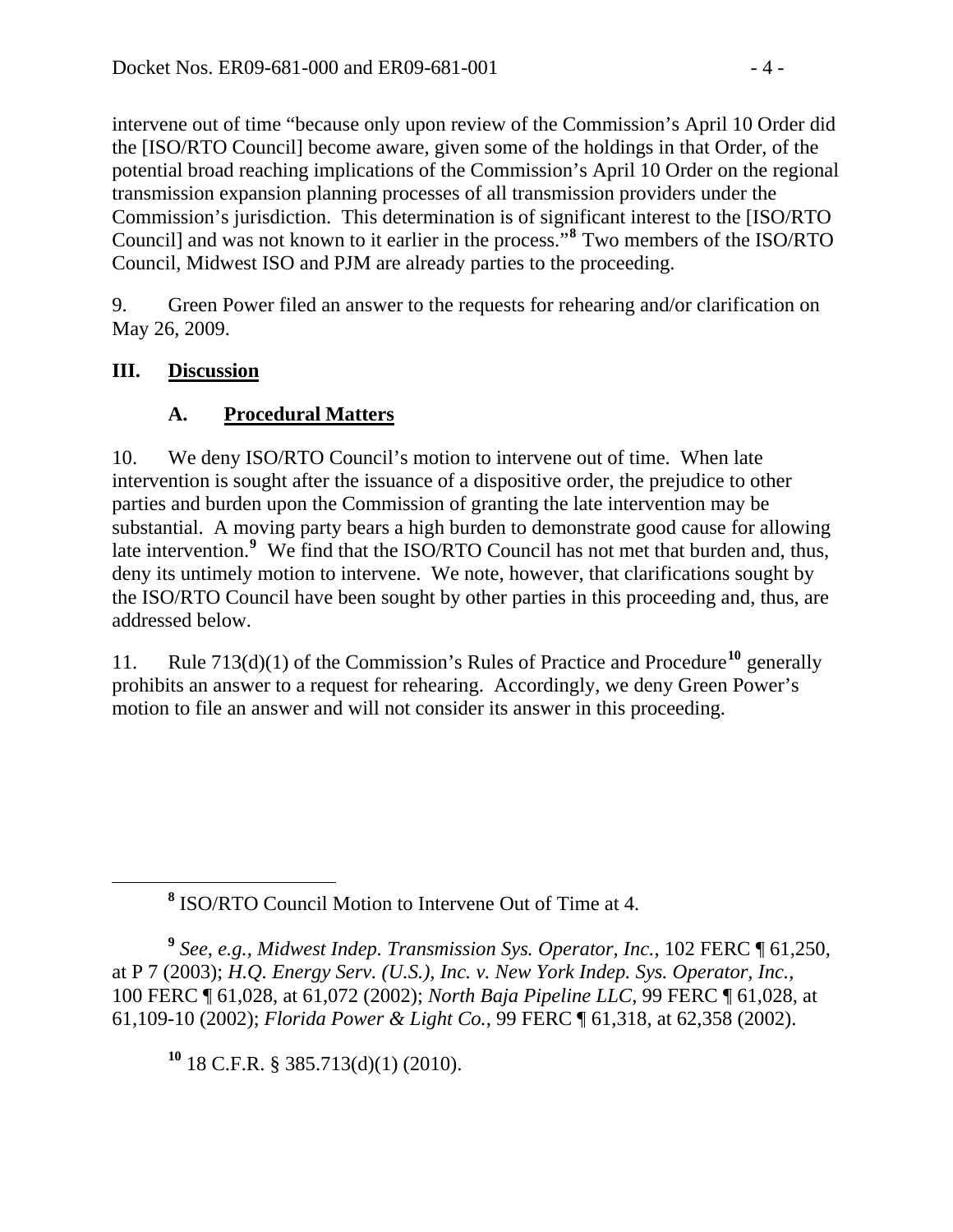intervene out of time "because only upon review of the Commission's April 10 Order did the [ISO/RTO Council] become aware, given some of the holdings in that Order, of the potential broad reaching implications of the Commission's April 10 Order on the regional transmission expansion planning processes of all transmission providers under the Commission's jurisdiction. This determination is of significant interest to the [ISO/RTO Council] and was not known to it earlier in the process."[8] Two members of the ISO/RTO Council, Midwest ISO and PJM are already parties to the proceeding.

9. Green Power filed an answer to the requests for rehearing and/or clarification on May 26, 2009.

## III. Discussion

### A. Procedural Matters

10. We deny ISO/RTO Council's motion to intervene out of time. When late intervention is sought after the issuance of a dispositive order, the prejudice to other parties and burden upon the Commission of granting the late intervention may be substantial. A moving party bears a high burden to demonstrate good cause for allowing late intervention.[9] We find that the ISO/RTO Council has not met that burden and, thus, deny its untimely motion to intervene. We note, however, that clarifications sought by the ISO/RTO Council have been sought by other parties in this proceeding and, thus, are addressed below.

11. Rule 713(d)(1) of the Commission's Rules of Practice and Procedure[10] generally prohibits an answer to a request for rehearing. Accordingly, we deny Green Power's motion to file an answer and will not consider its answer in this proceeding.

---

[8] ISO/RTO Council Motion to Intervene Out of Time at 4.

[9] *See, e.g., Midwest Indep. Transmission Sys. Operator, Inc.*, 102 FERC ¶ 61,250, at P 7 (2003); *H.Q. Energy Serv. (U.S.), Inc. v. New York Indep. Sys. Operator, Inc.*, 100 FERC ¶ 61,028, at 61,072 (2002); *North Baja Pipeline LLC*, 99 FERC ¶ 61,028, at 61,109-10 (2002); *Florida Power & Light Co.*, 99 FERC ¶ 61,318, at 62,358 (2002).

[10] 18 C.F.R. § 385.713(d)(1) (2010).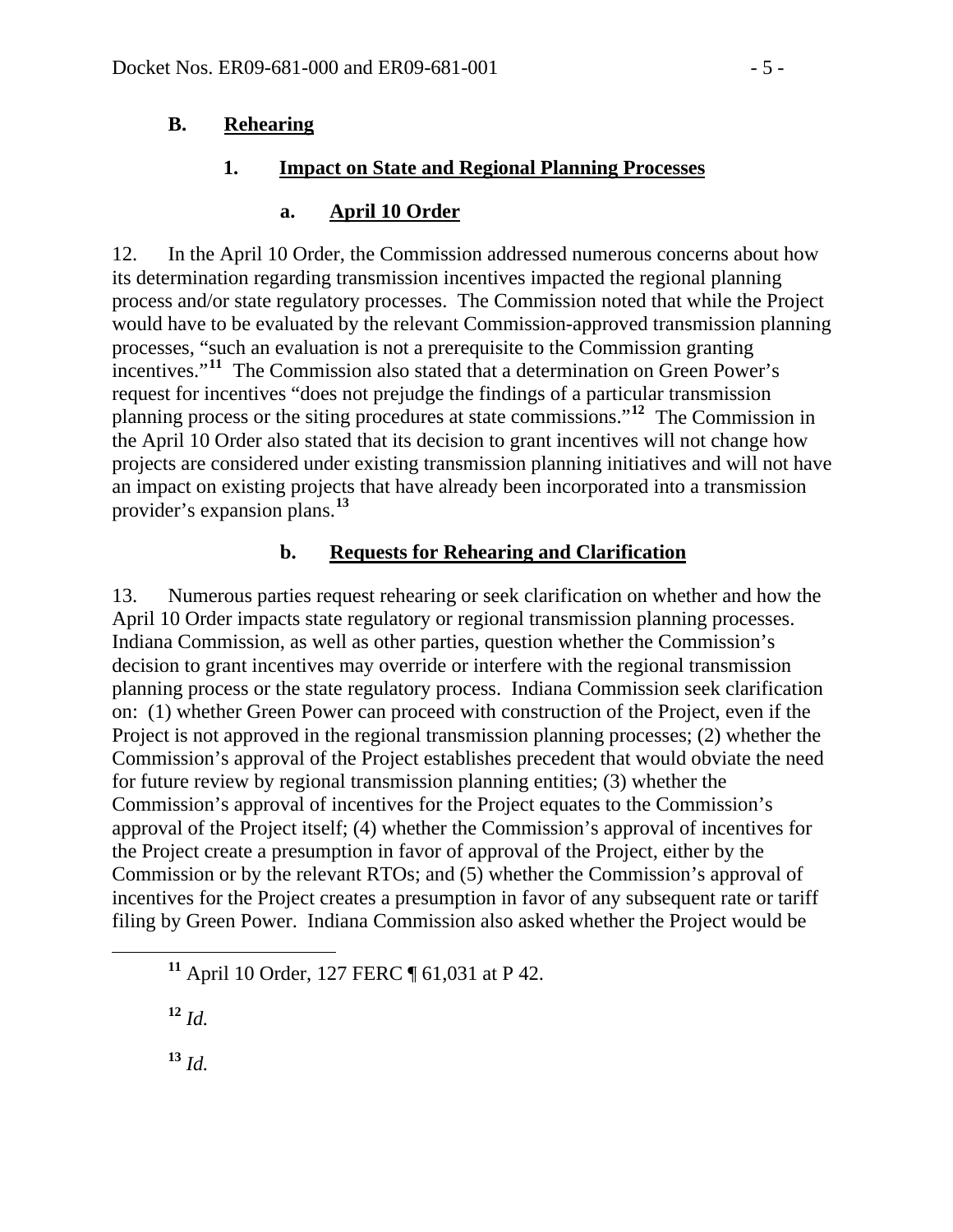## B. Rehearing

### 1. Impact on State and Regional Planning Processes

#### a. April 10 Order

12. In the April 10 Order, the Commission addressed numerous concerns about how its determination regarding transmission incentives impacted the regional planning process and/or state regulatory processes. The Commission noted that while the Project would have to be evaluated by the relevant Commission-approved transmission planning processes, "such an evaluation is not a prerequisite to the Commission granting incentives."[11] The Commission also stated that a determination on Green Power's request for incentives "does not prejudge the findings of a particular transmission planning process or the siting procedures at state commissions."[12] The Commission in the April 10 Order also stated that its decision to grant incentives will not change how projects are considered under existing transmission planning initiatives and will not have an impact on existing projects that have already been incorporated into a transmission provider's expansion plans.[13]

#### b. Requests for Rehearing and Clarification

13. Numerous parties request rehearing or seek clarification on whether and how the April 10 Order impacts state regulatory or regional transmission planning processes. Indiana Commission, as well as other parties, question whether the Commission's decision to grant incentives may override or interfere with the regional transmission planning process or the state regulatory process. Indiana Commission seek clarification on: (1) whether Green Power can proceed with construction of the Project, even if the Project is not approved in the regional transmission planning processes; (2) whether the Commission's approval of the Project establishes precedent that would obviate the need for future review by regional transmission planning entities; (3) whether the Commission's approval of incentives for the Project equates to the Commission's approval of the Project itself; (4) whether the Commission's approval of incentives for the Project create a presumption in favor of approval of the Project, either by the Commission or by the relevant RTOs; and (5) whether the Commission's approval of incentives for the Project creates a presumption in favor of any subsequent rate or tariff filing by Green Power. Indiana Commission also asked whether the Project would be

---

[11] April 10 Order, 127 FERC ¶ 61,031 at P 42.

[12] *Id.*

[13] *Id.*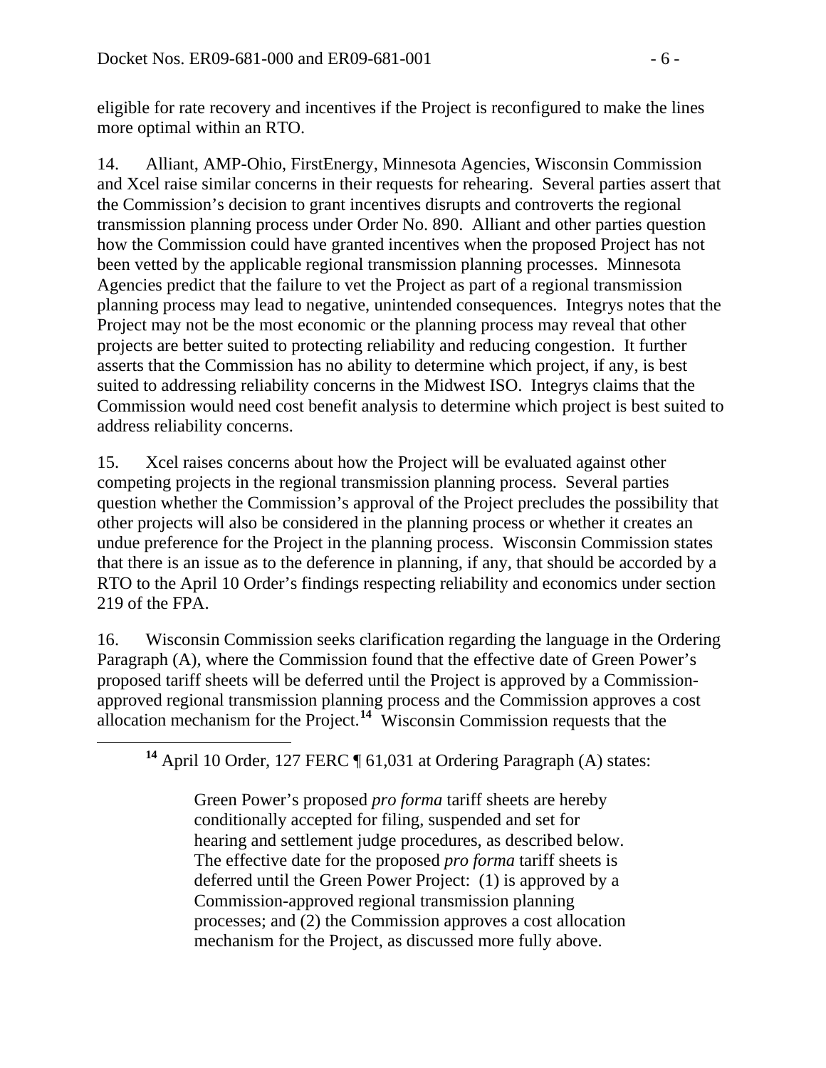eligible for rate recovery and incentives if the Project is reconfigured to make the lines more optimal within an RTO.

14. Alliant, AMP-Ohio, FirstEnergy, Minnesota Agencies, Wisconsin Commission and Xcel raise similar concerns in their requests for rehearing. Several parties assert that the Commission's decision to grant incentives disrupts and controverts the regional transmission planning process under Order No. 890. Alliant and other parties question how the Commission could have granted incentives when the proposed Project has not been vetted by the applicable regional transmission planning processes. Minnesota Agencies predict that the failure to vet the Project as part of a regional transmission planning process may lead to negative, unintended consequences. Integrys notes that the Project may not be the most economic or the planning process may reveal that other projects are better suited to protecting reliability and reducing congestion. It further asserts that the Commission has no ability to determine which project, if any, is best suited to addressing reliability concerns in the Midwest ISO. Integrys claims that the Commission would need cost benefit analysis to determine which project is best suited to address reliability concerns.

15. Xcel raises concerns about how the Project will be evaluated against other competing projects in the regional transmission planning process. Several parties question whether the Commission's approval of the Project precludes the possibility that other projects will also be considered in the planning process or whether it creates an undue preference for the Project in the planning process. Wisconsin Commission states that there is an issue as to the deference in planning, if any, that should be accorded by a RTO to the April 10 Order's findings respecting reliability and economics under section 219 of the FPA.

16. Wisconsin Commission seeks clarification regarding the language in the Ordering Paragraph (A), where the Commission found that the effective date of Green Power's proposed tariff sheets will be deferred until the Project is approved by a Commission-approved regional transmission planning process and the Commission approves a cost allocation mechanism for the Project.[14] Wisconsin Commission requests that the

[14] April 10 Order, 127 FERC ¶ 61,031 at Ordering Paragraph (A) states:

> Green Power's proposed *pro forma* tariff sheets are hereby conditionally accepted for filing, suspended and set for hearing and settlement judge procedures, as described below. The effective date for the proposed *pro forma* tariff sheets is deferred until the Green Power Project: (1) is approved by a Commission-approved regional transmission planning processes; and (2) the Commission approves a cost allocation mechanism for the Project, as discussed more fully above.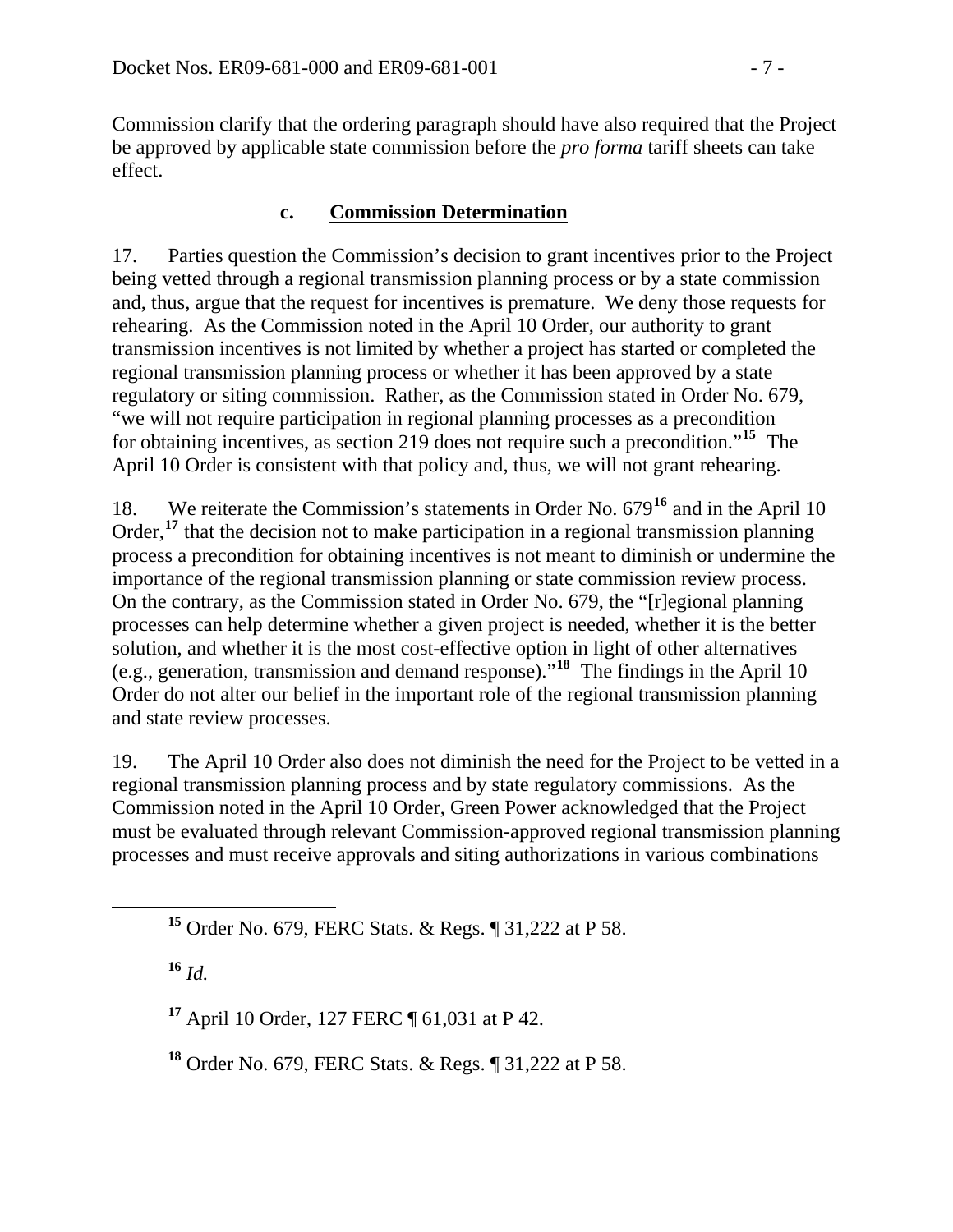Commission clarify that the ordering paragraph should have also required that the Project be approved by applicable state commission before the *pro forma* tariff sheets can take effect.

### c. **Commission Determination**

17. Parties question the Commission's decision to grant incentives prior to the Project being vetted through a regional transmission planning process or by a state commission and, thus, argue that the request for incentives is premature. We deny those requests for rehearing. As the Commission noted in the April 10 Order, our authority to grant transmission incentives is not limited by whether a project has started or completed the regional transmission planning process or whether it has been approved by a state regulatory or siting commission. Rather, as the Commission stated in Order No. 679, "we will not require participation in regional planning processes as a precondition for obtaining incentives, as section 219 does not require such a precondition."[15] The April 10 Order is consistent with that policy and, thus, we will not grant rehearing.

18. We reiterate the Commission's statements in Order No. 679[16] and in the April 10 Order,[17] that the decision not to make participation in a regional transmission planning process a precondition for obtaining incentives is not meant to diminish or undermine the importance of the regional transmission planning or state commission review process. On the contrary, as the Commission stated in Order No. 679, the "[r]egional planning processes can help determine whether a given project is needed, whether it is the better solution, and whether it is the most cost-effective option in light of other alternatives (e.g., generation, transmission and demand response)."[18] The findings in the April 10 Order do not alter our belief in the important role of the regional transmission planning and state review processes.

19. The April 10 Order also does not diminish the need for the Project to be vetted in a regional transmission planning process and by state regulatory commissions. As the Commission noted in the April 10 Order, Green Power acknowledged that the Project must be evaluated through relevant Commission-approved regional transmission planning processes and must receive approvals and siting authorizations in various combinations

---

[15] Order No. 679, FERC Stats. & Regs. ¶ 31,222 at P 58.

[16] *Id.*

[17] April 10 Order, 127 FERC ¶ 61,031 at P 42.

[18] Order No. 679, FERC Stats. & Regs. ¶ 31,222 at P 58.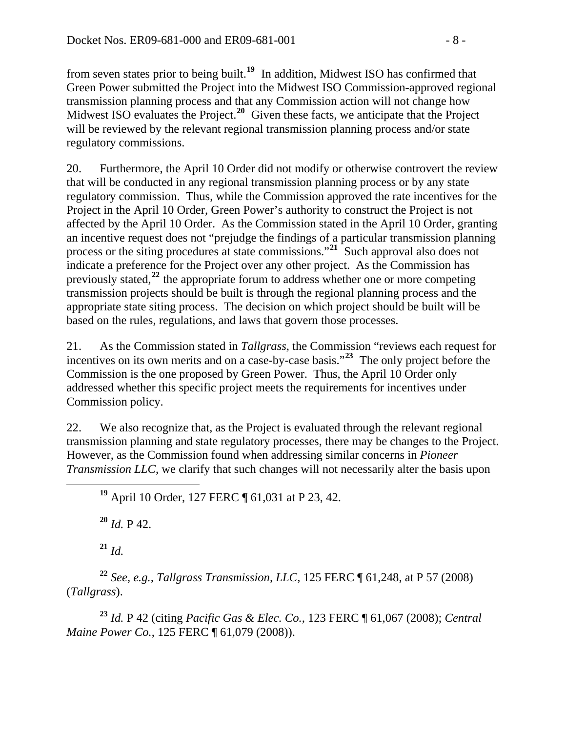from seven states prior to being built.[19] In addition, Midwest ISO has confirmed that Green Power submitted the Project into the Midwest ISO Commission-approved regional transmission planning process and that any Commission action will not change how Midwest ISO evaluates the Project.[20] Given these facts, we anticipate that the Project will be reviewed by the relevant regional transmission planning process and/or state regulatory commissions.

20. Furthermore, the April 10 Order did not modify or otherwise controvert the review that will be conducted in any regional transmission planning process or by any state regulatory commission. Thus, while the Commission approved the rate incentives for the Project in the April 10 Order, Green Power's authority to construct the Project is not affected by the April 10 Order. As the Commission stated in the April 10 Order, granting an incentive request does not "prejudge the findings of a particular transmission planning process or the siting procedures at state commissions."[21] Such approval also does not indicate a preference for the Project over any other project. As the Commission has previously stated,[22] the appropriate forum to address whether one or more competing transmission projects should be built is through the regional planning process and the appropriate state siting process. The decision on which project should be built will be based on the rules, regulations, and laws that govern those processes.

21. As the Commission stated in *Tallgrass*, the Commission "reviews each request for incentives on its own merits and on a case-by-case basis."[23] The only project before the Commission is the one proposed by Green Power. Thus, the April 10 Order only addressed whether this specific project meets the requirements for incentives under Commission policy.

22. We also recognize that, as the Project is evaluated through the relevant regional transmission planning and state regulatory processes, there may be changes to the Project. However, as the Commission found when addressing similar concerns in *Pioneer Transmission LLC*, we clarify that such changes will not necessarily alter the basis upon

---

[19] April 10 Order, 127 FERC ¶ 61,031 at P 23, 42.

[20] *Id.* P 42.

[21] *Id.*

[22] *See, e.g., Tallgrass Transmission, LLC*, 125 FERC ¶ 61,248, at P 57 (2008) (*Tallgrass*).

[23] *Id.* P 42 (citing *Pacific Gas & Elec. Co.*, 123 FERC ¶ 61,067 (2008); *Central Maine Power Co.*, 125 FERC ¶ 61,079 (2008)).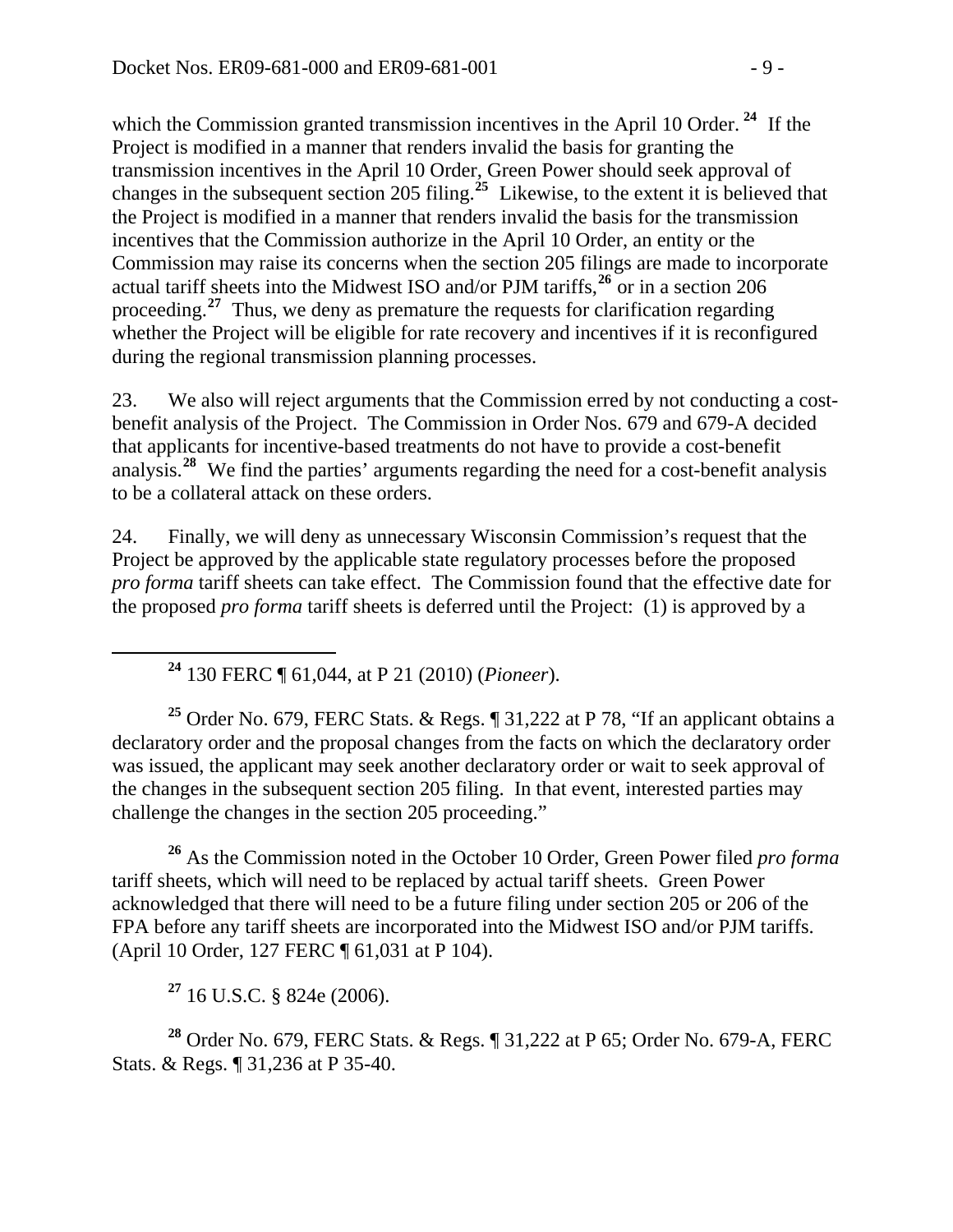which the Commission granted transmission incentives in the April 10 Order.[24] If the Project is modified in a manner that renders invalid the basis for granting the transmission incentives in the April 10 Order, Green Power should seek approval of changes in the subsequent section 205 filing.[25] Likewise, to the extent it is believed that the Project is modified in a manner that renders invalid the basis for the transmission incentives that the Commission authorize in the April 10 Order, an entity or the Commission may raise its concerns when the section 205 filings are made to incorporate actual tariff sheets into the Midwest ISO and/or PJM tariffs,[26] or in a section 206 proceeding.[27] Thus, we deny as premature the requests for clarification regarding whether the Project will be eligible for rate recovery and incentives if it is reconfigured during the regional transmission planning processes.

23. We also will reject arguments that the Commission erred by not conducting a cost-benefit analysis of the Project. The Commission in Order Nos. 679 and 679-A decided that applicants for incentive-based treatments do not have to provide a cost-benefit analysis.[28] We find the parties' arguments regarding the need for a cost-benefit analysis to be a collateral attack on these orders.

24. Finally, we will deny as unnecessary Wisconsin Commission's request that the Project be approved by the applicable state regulatory processes before the proposed *pro forma* tariff sheets can take effect. The Commission found that the effective date for the proposed *pro forma* tariff sheets is deferred until the Project: (1) is approved by a

---

[24] 130 FERC ¶ 61,044, at P 21 (2010) (*Pioneer*).

[25] Order No. 679, FERC Stats. & Regs. ¶ 31,222 at P 78, "If an applicant obtains a declaratory order and the proposal changes from the facts on which the declaratory order was issued, the applicant may seek another declaratory order or wait to seek approval of the changes in the subsequent section 205 filing. In that event, interested parties may challenge the changes in the section 205 proceeding."

[26] As the Commission noted in the October 10 Order, Green Power filed *pro forma* tariff sheets, which will need to be replaced by actual tariff sheets. Green Power acknowledged that there will need to be a future filing under section 205 or 206 of the FPA before any tariff sheets are incorporated into the Midwest ISO and/or PJM tariffs. (April 10 Order, 127 FERC ¶ 61,031 at P 104).

[27] 16 U.S.C. § 824e (2006).

[28] Order No. 679, FERC Stats. & Regs. ¶ 31,222 at P 65; Order No. 679-A, FERC Stats. & Regs. ¶ 31,236 at P 35-40.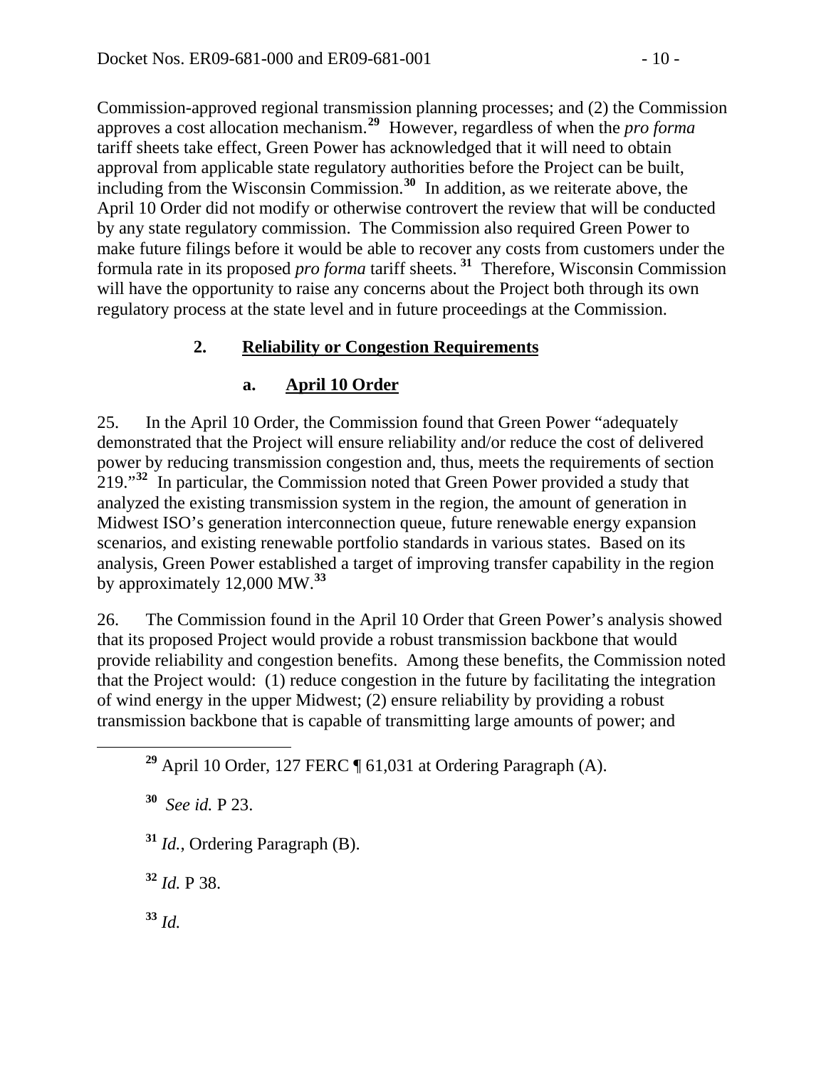Commission-approved regional transmission planning processes; and (2) the Commission approves a cost allocation mechanism.[29] However, regardless of when the *pro forma* tariff sheets take effect, Green Power has acknowledged that it will need to obtain approval from applicable state regulatory authorities before the Project can be built, including from the Wisconsin Commission.[30] In addition, as we reiterate above, the April 10 Order did not modify or otherwise controvert the review that will be conducted by any state regulatory commission. The Commission also required Green Power to make future filings before it would be able to recover any costs from customers under the formula rate in its proposed *pro forma* tariff sheets.[31] Therefore, Wisconsin Commission will have the opportunity to raise any concerns about the Project both through its own regulatory process at the state level and in future proceedings at the Commission.

### 2. Reliability or Congestion Requirements

#### a. April 10 Order

25. In the April 10 Order, the Commission found that Green Power "adequately demonstrated that the Project will ensure reliability and/or reduce the cost of delivered power by reducing transmission congestion and, thus, meets the requirements of section 219."[32] In particular, the Commission noted that Green Power provided a study that analyzed the existing transmission system in the region, the amount of generation in Midwest ISO's generation interconnection queue, future renewable energy expansion scenarios, and existing renewable portfolio standards in various states. Based on its analysis, Green Power established a target of improving transfer capability in the region by approximately 12,000 MW.[33]

26. The Commission found in the April 10 Order that Green Power's analysis showed that its proposed Project would provide a robust transmission backbone that would provide reliability and congestion benefits. Among these benefits, the Commission noted that the Project would: (1) reduce congestion in the future by facilitating the integration of wind energy in the upper Midwest; (2) ensure reliability by providing a robust transmission backbone that is capable of transmitting large amounts of power; and

---

[29] April 10 Order, 127 FERC ¶ 61,031 at Ordering Paragraph (A).

[30] *See id.* P 23.

[31] *Id.*, Ordering Paragraph (B).

[32] *Id.* P 38.

[33] *Id.*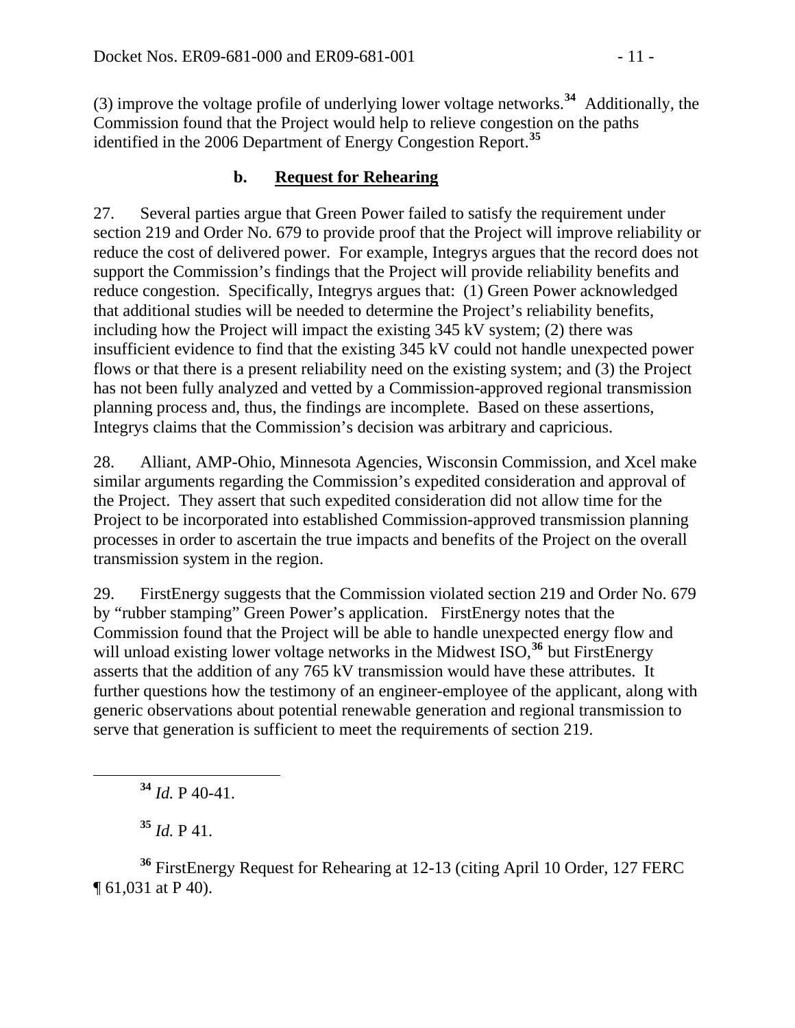(3) improve the voltage profile of underlying lower voltage networks.[34] Additionally, the Commission found that the Project would help to relieve congestion on the paths identified in the 2006 Department of Energy Congestion Report.[35]

### b. Request for Rehearing

27. Several parties argue that Green Power failed to satisfy the requirement under section 219 and Order No. 679 to provide proof that the Project will improve reliability or reduce the cost of delivered power. For example, Integrys argues that the record does not support the Commission's findings that the Project will provide reliability benefits and reduce congestion. Specifically, Integrys argues that: (1) Green Power acknowledged that additional studies will be needed to determine the Project's reliability benefits, including how the Project will impact the existing 345 kV system; (2) there was insufficient evidence to find that the existing 345 kV could not handle unexpected power flows or that there is a present reliability need on the existing system; and (3) the Project has not been fully analyzed and vetted by a Commission-approved regional transmission planning process and, thus, the findings are incomplete. Based on these assertions, Integrys claims that the Commission's decision was arbitrary and capricious.

28. Alliant, AMP-Ohio, Minnesota Agencies, Wisconsin Commission, and Xcel make similar arguments regarding the Commission's expedited consideration and approval of the Project. They assert that such expedited consideration did not allow time for the Project to be incorporated into established Commission-approved transmission planning processes in order to ascertain the true impacts and benefits of the Project on the overall transmission system in the region.

29. FirstEnergy suggests that the Commission violated section 219 and Order No. 679 by "rubber stamping" Green Power's application. FirstEnergy notes that the Commission found that the Project will be able to handle unexpected energy flow and will unload existing lower voltage networks in the Midwest ISO,[36] but FirstEnergy asserts that the addition of any 765 kV transmission would have these attributes. It further questions how the testimony of an engineer-employee of the applicant, along with generic observations about potential renewable generation and regional transmission to serve that generation is sufficient to meet the requirements of section 219.

---

[34] *Id.* P 40-41.

[35] *Id.* P 41.

[36] FirstEnergy Request for Rehearing at 12-13 (citing April 10 Order, 127 FERC ¶ 61,031 at P 40).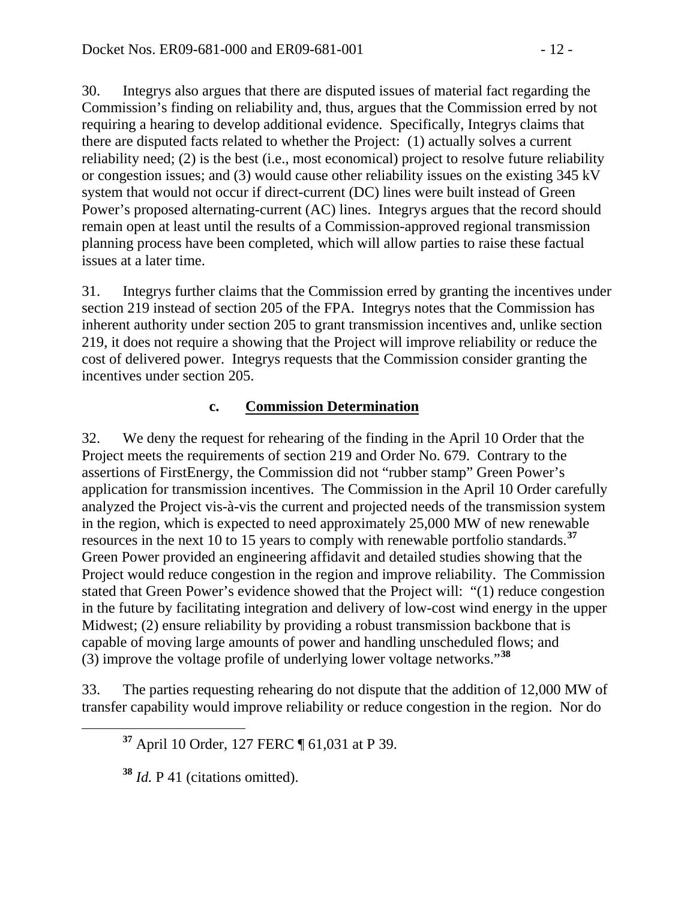30. Integrys also argues that there are disputed issues of material fact regarding the Commission's finding on reliability and, thus, argues that the Commission erred by not requiring a hearing to develop additional evidence. Specifically, Integrys claims that there are disputed facts related to whether the Project: (1) actually solves a current reliability need; (2) is the best (i.e., most economical) project to resolve future reliability or congestion issues; and (3) would cause other reliability issues on the existing 345 kV system that would not occur if direct-current (DC) lines were built instead of Green Power's proposed alternating-current (AC) lines. Integrys argues that the record should remain open at least until the results of a Commission-approved regional transmission planning process have been completed, which will allow parties to raise these factual issues at a later time.

31. Integrys further claims that the Commission erred by granting the incentives under section 219 instead of section 205 of the FPA. Integrys notes that the Commission has inherent authority under section 205 to grant transmission incentives and, unlike section 219, it does not require a showing that the Project will improve reliability or reduce the cost of delivered power. Integrys requests that the Commission consider granting the incentives under section 205.

### c. Commission Determination

32. We deny the request for rehearing of the finding in the April 10 Order that the Project meets the requirements of section 219 and Order No. 679. Contrary to the assertions of FirstEnergy, the Commission did not "rubber stamp" Green Power's application for transmission incentives. The Commission in the April 10 Order carefully analyzed the Project vis-à-vis the current and projected needs of the transmission system in the region, which is expected to need approximately 25,000 MW of new renewable resources in the next 10 to 15 years to comply with renewable portfolio standards.[37] Green Power provided an engineering affidavit and detailed studies showing that the Project would reduce congestion in the region and improve reliability. The Commission stated that Green Power's evidence showed that the Project will: "(1) reduce congestion in the future by facilitating integration and delivery of low-cost wind energy in the upper Midwest; (2) ensure reliability by providing a robust transmission backbone that is capable of moving large amounts of power and handling unscheduled flows; and (3) improve the voltage profile of underlying lower voltage networks."[38]

33. The parties requesting rehearing do not dispute that the addition of 12,000 MW of transfer capability would improve reliability or reduce congestion in the region. Nor do

[37] April 10 Order, 127 FERC ¶ 61,031 at P 39.

[38] *Id.* P 41 (citations omitted).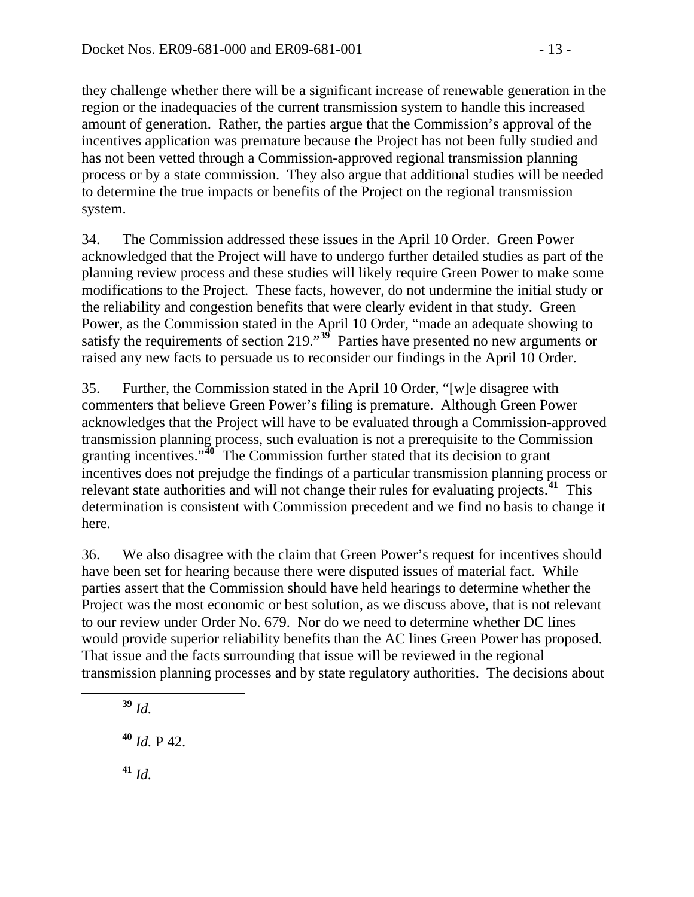they challenge whether there will be a significant increase of renewable generation in the region or the inadequacies of the current transmission system to handle this increased amount of generation. Rather, the parties argue that the Commission's approval of the incentives application was premature because the Project has not been fully studied and has not been vetted through a Commission-approved regional transmission planning process or by a state commission. They also argue that additional studies will be needed to determine the true impacts or benefits of the Project on the regional transmission system.

34. The Commission addressed these issues in the April 10 Order. Green Power acknowledged that the Project will have to undergo further detailed studies as part of the planning review process and these studies will likely require Green Power to make some modifications to the Project. These facts, however, do not undermine the initial study or the reliability and congestion benefits that were clearly evident in that study. Green Power, as the Commission stated in the April 10 Order, "made an adequate showing to satisfy the requirements of section 219."[39] Parties have presented no new arguments or raised any new facts to persuade us to reconsider our findings in the April 10 Order.

35. Further, the Commission stated in the April 10 Order, "[w]e disagree with commenters that believe Green Power's filing is premature. Although Green Power acknowledges that the Project will have to be evaluated through a Commission-approved transmission planning process, such evaluation is not a prerequisite to the Commission granting incentives."[40] The Commission further stated that its decision to grant incentives does not prejudge the findings of a particular transmission planning process or relevant state authorities and will not change their rules for evaluating projects.[41] This determination is consistent with Commission precedent and we find no basis to change it here.

36. We also disagree with the claim that Green Power's request for incentives should have been set for hearing because there were disputed issues of material fact. While parties assert that the Commission should have held hearings to determine whether the Project was the most economic or best solution, as we discuss above, that is not relevant to our review under Order No. 679. Nor do we need to determine whether DC lines would provide superior reliability benefits than the AC lines Green Power has proposed. That issue and the facts surrounding that issue will be reviewed in the regional transmission planning processes and by state regulatory authorities. The decisions about

---

[39] *Id.*

[40] *Id.* P 42.

[41] *Id.*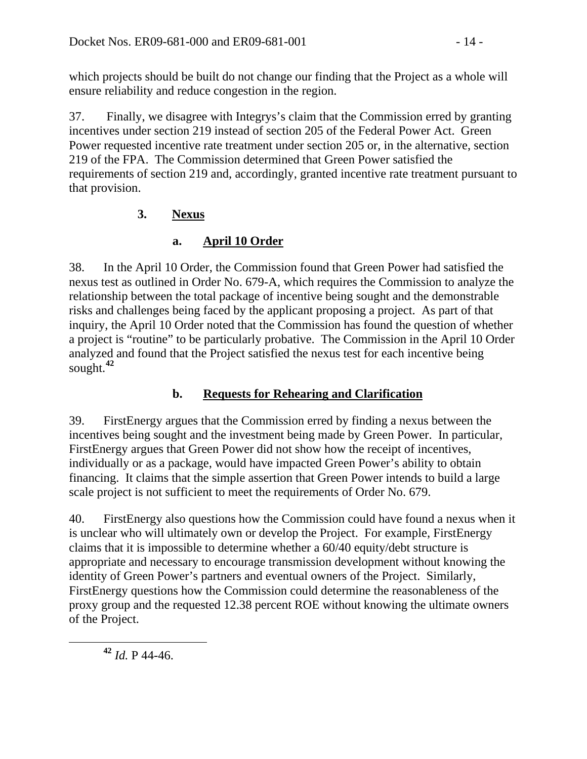which projects should be built do not change our finding that the Project as a whole will ensure reliability and reduce congestion in the region.

37. Finally, we disagree with Integrys's claim that the Commission erred by granting incentives under section 219 instead of section 205 of the Federal Power Act. Green Power requested incentive rate treatment under section 205 or, in the alternative, section 219 of the FPA. The Commission determined that Green Power satisfied the requirements of section 219 and, accordingly, granted incentive rate treatment pursuant to that provision.

### 3. Nexus

#### a. April 10 Order

38. In the April 10 Order, the Commission found that Green Power had satisfied the nexus test as outlined in Order No. 679-A, which requires the Commission to analyze the relationship between the total package of incentive being sought and the demonstrable risks and challenges being faced by the applicant proposing a project. As part of that inquiry, the April 10 Order noted that the Commission has found the question of whether a project is "routine" to be particularly probative. The Commission in the April 10 Order analyzed and found that the Project satisfied the nexus test for each incentive being sought.[42]

#### b. Requests for Rehearing and Clarification

39. FirstEnergy argues that the Commission erred by finding a nexus between the incentives being sought and the investment being made by Green Power. In particular, FirstEnergy argues that Green Power did not show how the receipt of incentives, individually or as a package, would have impacted Green Power's ability to obtain financing. It claims that the simple assertion that Green Power intends to build a large scale project is not sufficient to meet the requirements of Order No. 679.

40. FirstEnergy also questions how the Commission could have found a nexus when it is unclear who will ultimately own or develop the Project. For example, FirstEnergy claims that it is impossible to determine whether a 60/40 equity/debt structure is appropriate and necessary to encourage transmission development without knowing the identity of Green Power's partners and eventual owners of the Project. Similarly, FirstEnergy questions how the Commission could determine the reasonableness of the proxy group and the requested 12.38 percent ROE without knowing the ultimate owners of the Project.

---

[42] *Id.* P 44-46.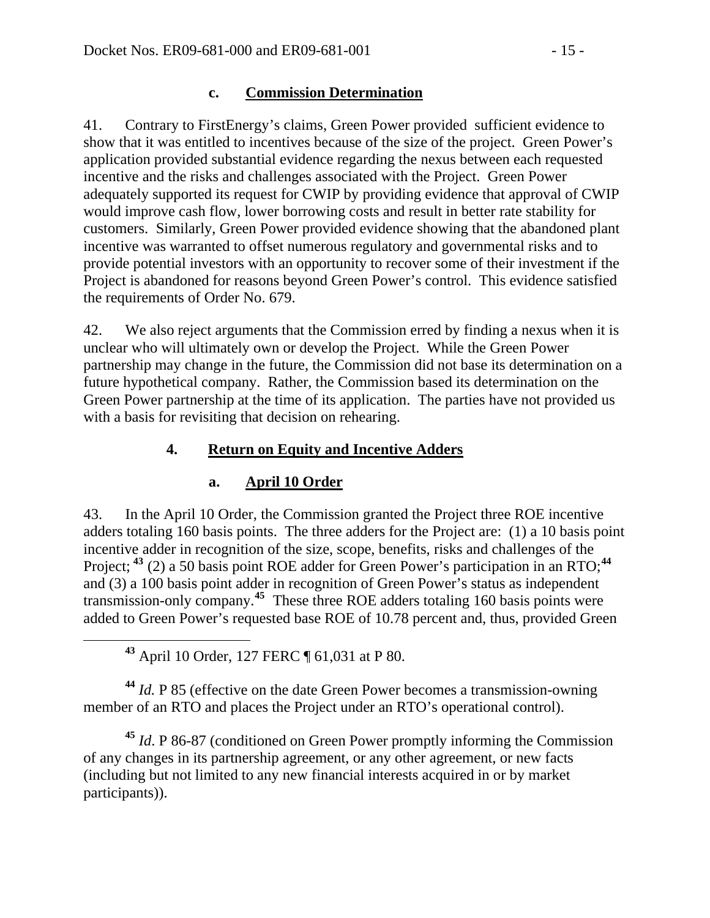### c. **Commission Determination**

41. Contrary to FirstEnergy's claims, Green Power provided sufficient evidence to show that it was entitled to incentives because of the size of the project. Green Power's application provided substantial evidence regarding the nexus between each requested incentive and the risks and challenges associated with the Project. Green Power adequately supported its request for CWIP by providing evidence that approval of CWIP would improve cash flow, lower borrowing costs and result in better rate stability for customers. Similarly, Green Power provided evidence showing that the abandoned plant incentive was warranted to offset numerous regulatory and governmental risks and to provide potential investors with an opportunity to recover some of their investment if the Project is abandoned for reasons beyond Green Power's control. This evidence satisfied the requirements of Order No. 679.

42. We also reject arguments that the Commission erred by finding a nexus when it is unclear who will ultimately own or develop the Project. While the Green Power partnership may change in the future, the Commission did not base its determination on a future hypothetical company. Rather, the Commission based its determination on the Green Power partnership at the time of its application. The parties have not provided us with a basis for revisiting that decision on rehearing.

## 4. **Return on Equity and Incentive Adders**

### a. **April 10 Order**

43. In the April 10 Order, the Commission granted the Project three ROE incentive adders totaling 160 basis points. The three adders for the Project are: (1) a 10 basis point incentive adder in recognition of the size, scope, benefits, risks and challenges of the Project; [43] (2) a 50 basis point ROE adder for Green Power's participation in an RTO;[44] and (3) a 100 basis point adder in recognition of Green Power's status as independent transmission-only company.[45] These three ROE adders totaling 160 basis points were added to Green Power's requested base ROE of 10.78 percent and, thus, provided Green

---

[43] April 10 Order, 127 FERC ¶ 61,031 at P 80.

[44] *Id.* P 85 (effective on the date Green Power becomes a transmission-owning member of an RTO and places the Project under an RTO's operational control).

[45] *Id*. P 86-87 (conditioned on Green Power promptly informing the Commission of any changes in its partnership agreement, or any other agreement, or new facts (including but not limited to any new financial interests acquired in or by market participants)).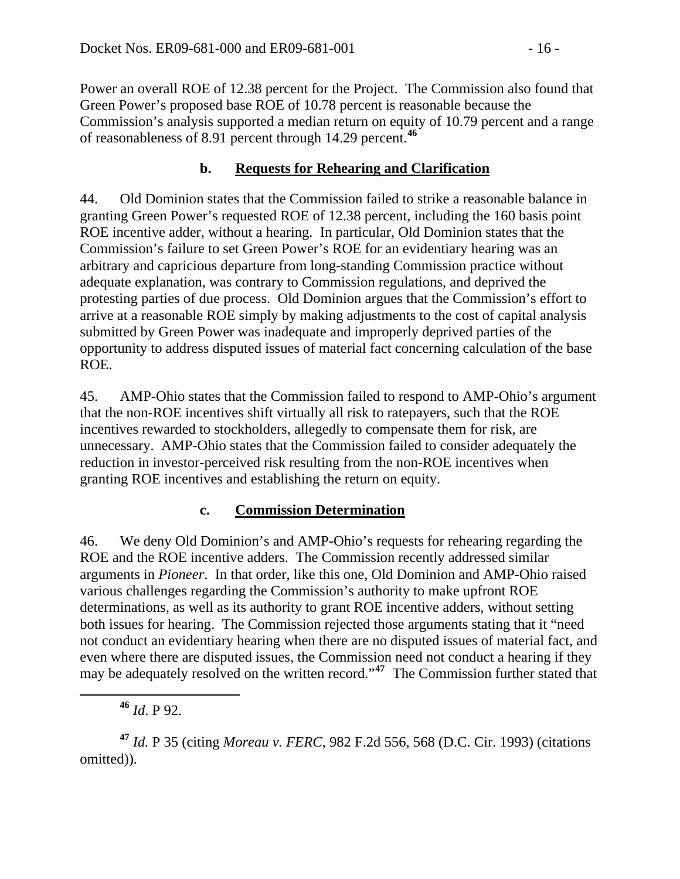Power an overall ROE of 12.38 percent for the Project. The Commission also found that Green Power's proposed base ROE of 10.78 percent is reasonable because the Commission's analysis supported a median return on equity of 10.79 percent and a range of reasonableness of 8.91 percent through 14.29 percent.[46]

### b. Requests for Rehearing and Clarification

44. Old Dominion states that the Commission failed to strike a reasonable balance in granting Green Power's requested ROE of 12.38 percent, including the 160 basis point ROE incentive adder, without a hearing. In particular, Old Dominion states that the Commission's failure to set Green Power's ROE for an evidentiary hearing was an arbitrary and capricious departure from long-standing Commission practice without adequate explanation, was contrary to Commission regulations, and deprived the protesting parties of due process. Old Dominion argues that the Commission's effort to arrive at a reasonable ROE simply by making adjustments to the cost of capital analysis submitted by Green Power was inadequate and improperly deprived parties of the opportunity to address disputed issues of material fact concerning calculation of the base ROE.

45. AMP-Ohio states that the Commission failed to respond to AMP-Ohio's argument that the non-ROE incentives shift virtually all risk to ratepayers, such that the ROE incentives rewarded to stockholders, allegedly to compensate them for risk, are unnecessary. AMP-Ohio states that the Commission failed to consider adequately the reduction in investor-perceived risk resulting from the non-ROE incentives when granting ROE incentives and establishing the return on equity.

### c. Commission Determination

46. We deny Old Dominion's and AMP-Ohio's requests for rehearing regarding the ROE and the ROE incentive adders. The Commission recently addressed similar arguments in *Pioneer*. In that order, like this one, Old Dominion and AMP-Ohio raised various challenges regarding the Commission's authority to make upfront ROE determinations, as well as its authority to grant ROE incentive adders, without setting both issues for hearing. The Commission rejected those arguments stating that it "need not conduct an evidentiary hearing when there are no disputed issues of material fact, and even where there are disputed issues, the Commission need not conduct a hearing if they may be adequately resolved on the written record."[47] The Commission further stated that

---

[46] *Id*. P 92.

[47] *Id.* P 35 (citing *Moreau v. FERC*, 982 F.2d 556, 568 (D.C. Cir. 1993) (citations omitted)).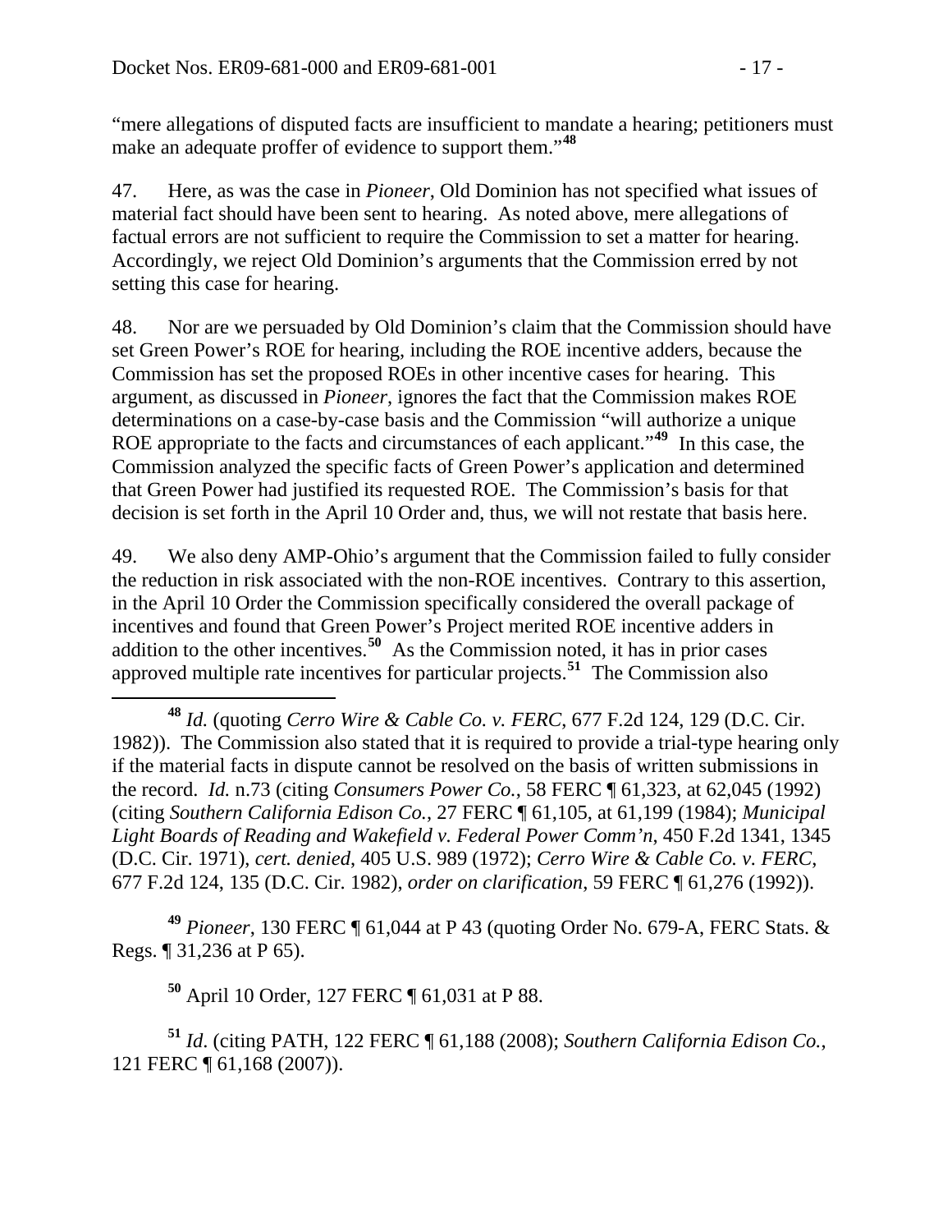"mere allegations of disputed facts are insufficient to mandate a hearing; petitioners must make an adequate proffer of evidence to support them."[48]

47. Here, as was the case in *Pioneer*, Old Dominion has not specified what issues of material fact should have been sent to hearing. As noted above, mere allegations of factual errors are not sufficient to require the Commission to set a matter for hearing. Accordingly, we reject Old Dominion's arguments that the Commission erred by not setting this case for hearing.

48. Nor are we persuaded by Old Dominion's claim that the Commission should have set Green Power's ROE for hearing, including the ROE incentive adders, because the Commission has set the proposed ROEs in other incentive cases for hearing. This argument, as discussed in *Pioneer*, ignores the fact that the Commission makes ROE determinations on a case-by-case basis and the Commission "will authorize a unique ROE appropriate to the facts and circumstances of each applicant."[49] In this case, the Commission analyzed the specific facts of Green Power's application and determined that Green Power had justified its requested ROE. The Commission's basis for that decision is set forth in the April 10 Order and, thus, we will not restate that basis here.

49. We also deny AMP-Ohio's argument that the Commission failed to fully consider the reduction in risk associated with the non-ROE incentives. Contrary to this assertion, in the April 10 Order the Commission specifically considered the overall package of incentives and found that Green Power's Project merited ROE incentive adders in addition to the other incentives.[50] As the Commission noted, it has in prior cases approved multiple rate incentives for particular projects.[51] The Commission also

---

[48] *Id.* (quoting *Cerro Wire & Cable Co. v. FERC*, 677 F.2d 124, 129 (D.C. Cir. 1982)). The Commission also stated that it is required to provide a trial-type hearing only if the material facts in dispute cannot be resolved on the basis of written submissions in the record. *Id.* n.73 (citing *Consumers Power Co.*, 58 FERC ¶ 61,323, at 62,045 (1992) (citing *Southern California Edison Co.*, 27 FERC ¶ 61,105, at 61,199 (1984); *Municipal Light Boards of Reading and Wakefield v. Federal Power Comm'n*, 450 F.2d 1341, 1345 (D.C. Cir. 1971), *cert. denied*, 405 U.S. 989 (1972); *Cerro Wire & Cable Co. v. FERC*, 677 F.2d 124, 135 (D.C. Cir. 1982), *order on clarification*, 59 FERC ¶ 61,276 (1992)).

[49] *Pioneer*, 130 FERC ¶ 61,044 at P 43 (quoting Order No. 679-A, FERC Stats. & Regs. ¶ 31,236 at P 65).

[50] April 10 Order, 127 FERC ¶ 61,031 at P 88.

[51] *Id*. (citing PATH, 122 FERC ¶ 61,188 (2008); *Southern California Edison Co.*, 121 FERC ¶ 61,168 (2007)).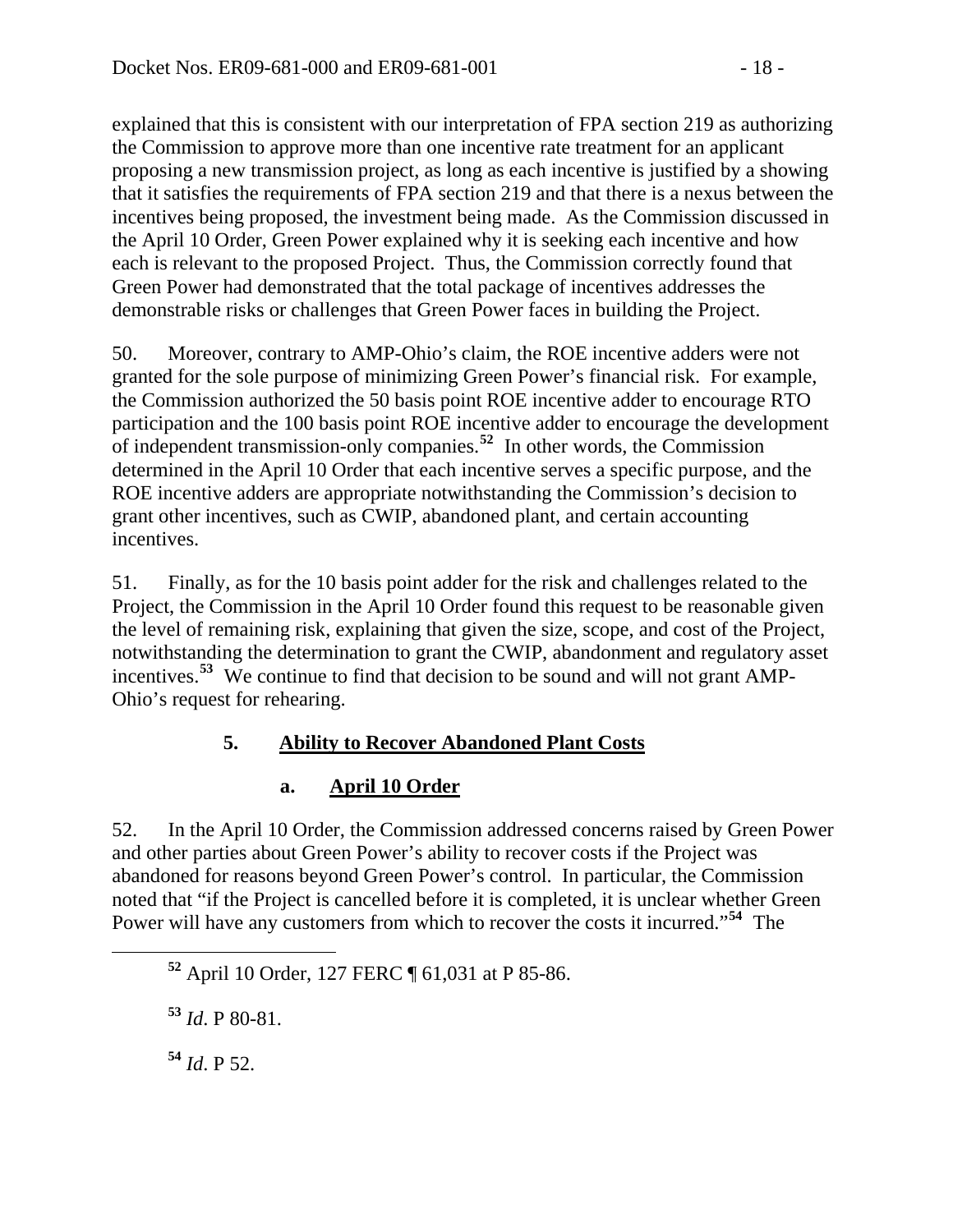explained that this is consistent with our interpretation of FPA section 219 as authorizing the Commission to approve more than one incentive rate treatment for an applicant proposing a new transmission project, as long as each incentive is justified by a showing that it satisfies the requirements of FPA section 219 and that there is a nexus between the incentives being proposed, the investment being made. As the Commission discussed in the April 10 Order, Green Power explained why it is seeking each incentive and how each is relevant to the proposed Project. Thus, the Commission correctly found that Green Power had demonstrated that the total package of incentives addresses the demonstrable risks or challenges that Green Power faces in building the Project.

50. Moreover, contrary to AMP-Ohio's claim, the ROE incentive adders were not granted for the sole purpose of minimizing Green Power's financial risk. For example, the Commission authorized the 50 basis point ROE incentive adder to encourage RTO participation and the 100 basis point ROE incentive adder to encourage the development of independent transmission-only companies.[52] In other words, the Commission determined in the April 10 Order that each incentive serves a specific purpose, and the ROE incentive adders are appropriate notwithstanding the Commission's decision to grant other incentives, such as CWIP, abandoned plant, and certain accounting incentives.

51. Finally, as for the 10 basis point adder for the risk and challenges related to the Project, the Commission in the April 10 Order found this request to be reasonable given the level of remaining risk, explaining that given the size, scope, and cost of the Project, notwithstanding the determination to grant the CWIP, abandonment and regulatory asset incentives.[53] We continue to find that decision to be sound and will not grant AMP-Ohio's request for rehearing.

### 5. Ability to Recover Abandoned Plant Costs

#### a. April 10 Order

52. In the April 10 Order, the Commission addressed concerns raised by Green Power and other parties about Green Power's ability to recover costs if the Project was abandoned for reasons beyond Green Power's control. In particular, the Commission noted that "if the Project is cancelled before it is completed, it is unclear whether Green Power will have any customers from which to recover the costs it incurred."[54] The

[52] April 10 Order, 127 FERC ¶ 61,031 at P 85-86.

[53] *Id*. P 80-81.

[54] *Id*. P 52.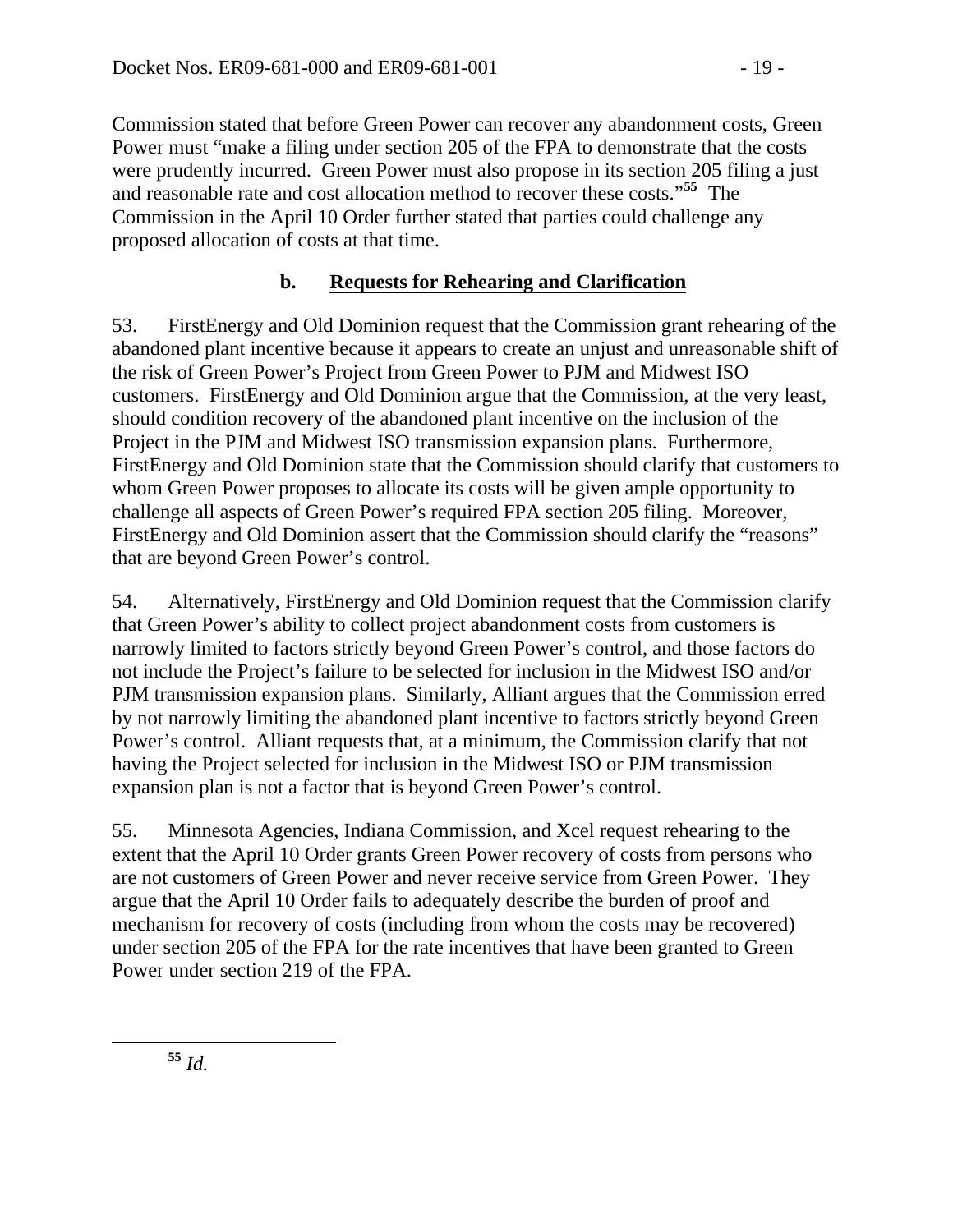Commission stated that before Green Power can recover any abandonment costs, Green Power must "make a filing under section 205 of the FPA to demonstrate that the costs were prudently incurred. Green Power must also propose in its section 205 filing a just and reasonable rate and cost allocation method to recover these costs."[55] The Commission in the April 10 Order further stated that parties could challenge any proposed allocation of costs at that time.

### b. Requests for Rehearing and Clarification

53. FirstEnergy and Old Dominion request that the Commission grant rehearing of the abandoned plant incentive because it appears to create an unjust and unreasonable shift of the risk of Green Power's Project from Green Power to PJM and Midwest ISO customers. FirstEnergy and Old Dominion argue that the Commission, at the very least, should condition recovery of the abandoned plant incentive on the inclusion of the Project in the PJM and Midwest ISO transmission expansion plans. Furthermore, FirstEnergy and Old Dominion state that the Commission should clarify that customers to whom Green Power proposes to allocate its costs will be given ample opportunity to challenge all aspects of Green Power's required FPA section 205 filing. Moreover, FirstEnergy and Old Dominion assert that the Commission should clarify the "reasons" that are beyond Green Power's control.

54. Alternatively, FirstEnergy and Old Dominion request that the Commission clarify that Green Power's ability to collect project abandonment costs from customers is narrowly limited to factors strictly beyond Green Power's control, and those factors do not include the Project's failure to be selected for inclusion in the Midwest ISO and/or PJM transmission expansion plans. Similarly, Alliant argues that the Commission erred by not narrowly limiting the abandoned plant incentive to factors strictly beyond Green Power's control. Alliant requests that, at a minimum, the Commission clarify that not having the Project selected for inclusion in the Midwest ISO or PJM transmission expansion plan is not a factor that is beyond Green Power's control.

55. Minnesota Agencies, Indiana Commission, and Xcel request rehearing to the extent that the April 10 Order grants Green Power recovery of costs from persons who are not customers of Green Power and never receive service from Green Power. They argue that the April 10 Order fails to adequately describe the burden of proof and mechanism for recovery of costs (including from whom the costs may be recovered) under section 205 of the FPA for the rate incentives that have been granted to Green Power under section 219 of the FPA.

---

[55] *Id.*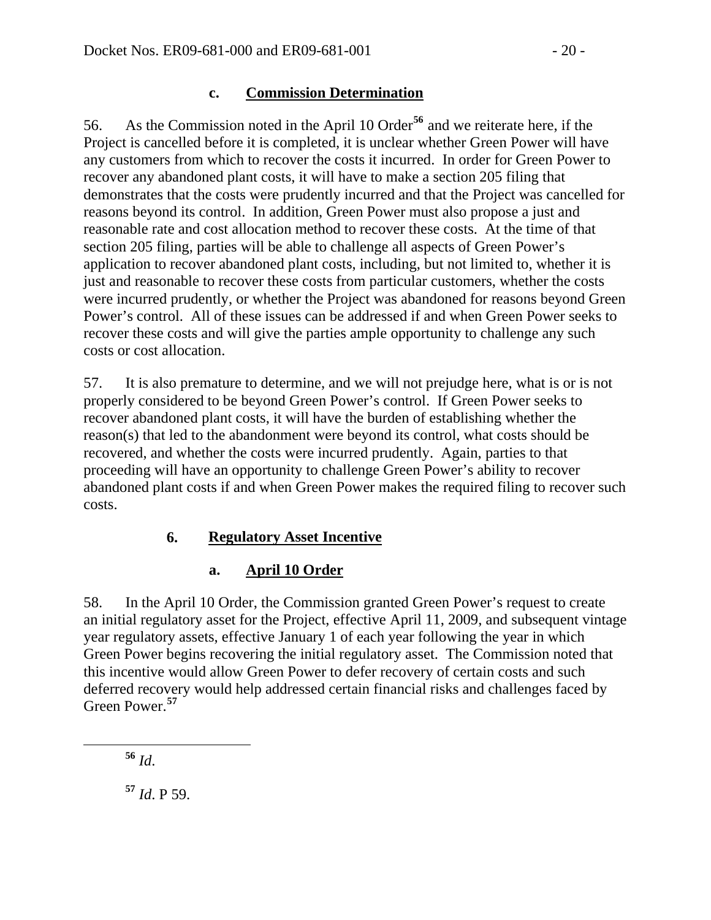#### c. Commission Determination

56. As the Commission noted in the April 10 Order[56] and we reiterate here, if the Project is cancelled before it is completed, it is unclear whether Green Power will have any customers from which to recover the costs it incurred. In order for Green Power to recover any abandoned plant costs, it will have to make a section 205 filing that demonstrates that the costs were prudently incurred and that the Project was cancelled for reasons beyond its control. In addition, Green Power must also propose a just and reasonable rate and cost allocation method to recover these costs. At the time of that section 205 filing, parties will be able to challenge all aspects of Green Power's application to recover abandoned plant costs, including, but not limited to, whether it is just and reasonable to recover these costs from particular customers, whether the costs were incurred prudently, or whether the Project was abandoned for reasons beyond Green Power's control. All of these issues can be addressed if and when Green Power seeks to recover these costs and will give the parties ample opportunity to challenge any such costs or cost allocation.

57. It is also premature to determine, and we will not prejudge here, what is or is not properly considered to be beyond Green Power's control. If Green Power seeks to recover abandoned plant costs, it will have the burden of establishing whether the reason(s) that led to the abandonment were beyond its control, what costs should be recovered, and whether the costs were incurred prudently. Again, parties to that proceeding will have an opportunity to challenge Green Power's ability to recover abandoned plant costs if and when Green Power makes the required filing to recover such costs.

### 6. Regulatory Asset Incentive

#### a. April 10 Order

58. In the April 10 Order, the Commission granted Green Power's request to create an initial regulatory asset for the Project, effective April 11, 2009, and subsequent vintage year regulatory assets, effective January 1 of each year following the year in which Green Power begins recovering the initial regulatory asset. The Commission noted that this incentive would allow Green Power to defer recovery of certain costs and such deferred recovery would help addressed certain financial risks and challenges faced by Green Power.[57]

---

[56] *Id*.

[57] *Id*. P 59.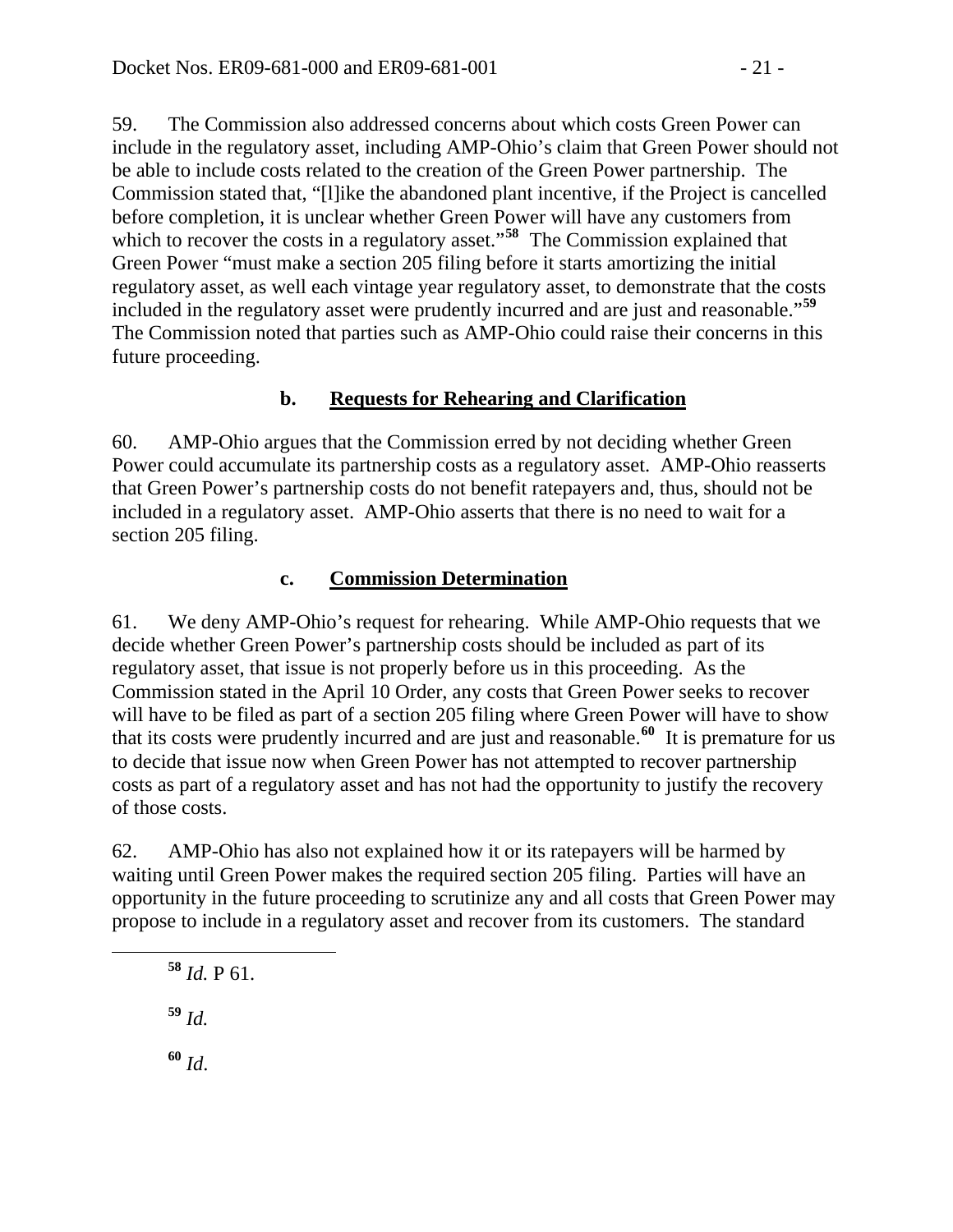59. The Commission also addressed concerns about which costs Green Power can include in the regulatory asset, including AMP-Ohio's claim that Green Power should not be able to include costs related to the creation of the Green Power partnership. The Commission stated that, "[l]ike the abandoned plant incentive, if the Project is cancelled before completion, it is unclear whether Green Power will have any customers from which to recover the costs in a regulatory asset."[58] The Commission explained that Green Power "must make a section 205 filing before it starts amortizing the initial regulatory asset, as well each vintage year regulatory asset, to demonstrate that the costs included in the regulatory asset were prudently incurred and are just and reasonable."[59] The Commission noted that parties such as AMP-Ohio could raise their concerns in this future proceeding.

### b. Requests for Rehearing and Clarification

60. AMP-Ohio argues that the Commission erred by not deciding whether Green Power could accumulate its partnership costs as a regulatory asset. AMP-Ohio reasserts that Green Power's partnership costs do not benefit ratepayers and, thus, should not be included in a regulatory asset. AMP-Ohio asserts that there is no need to wait for a section 205 filing.

### c. Commission Determination

61. We deny AMP-Ohio's request for rehearing. While AMP-Ohio requests that we decide whether Green Power's partnership costs should be included as part of its regulatory asset, that issue is not properly before us in this proceeding. As the Commission stated in the April 10 Order, any costs that Green Power seeks to recover will have to be filed as part of a section 205 filing where Green Power will have to show that its costs were prudently incurred and are just and reasonable.[60] It is premature for us to decide that issue now when Green Power has not attempted to recover partnership costs as part of a regulatory asset and has not had the opportunity to justify the recovery of those costs.

62. AMP-Ohio has also not explained how it or its ratepayers will be harmed by waiting until Green Power makes the required section 205 filing. Parties will have an opportunity in the future proceeding to scrutinize any and all costs that Green Power may propose to include in a regulatory asset and recover from its customers. The standard

---

[58] *Id.* P 61.

[59] *Id.*

[60] *Id*.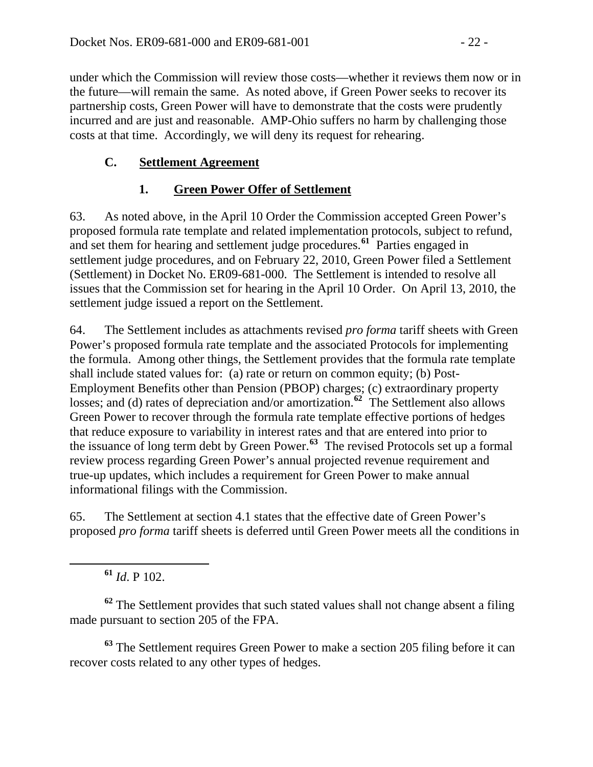under which the Commission will review those costs—whether it reviews them now or in the future—will remain the same. As noted above, if Green Power seeks to recover its partnership costs, Green Power will have to demonstrate that the costs were prudently incurred and are just and reasonable. AMP-Ohio suffers no harm by challenging those costs at that time. Accordingly, we will deny its request for rehearing.

### C. Settlement Agreement

#### 1. Green Power Offer of Settlement

63. As noted above, in the April 10 Order the Commission accepted Green Power's proposed formula rate template and related implementation protocols, subject to refund, and set them for hearing and settlement judge procedures.[61] Parties engaged in settlement judge procedures, and on February 22, 2010, Green Power filed a Settlement (Settlement) in Docket No. ER09-681-000. The Settlement is intended to resolve all issues that the Commission set for hearing in the April 10 Order. On April 13, 2010, the settlement judge issued a report on the Settlement.

64. The Settlement includes as attachments revised *pro forma* tariff sheets with Green Power's proposed formula rate template and the associated Protocols for implementing the formula. Among other things, the Settlement provides that the formula rate template shall include stated values for: (a) rate or return on common equity; (b) Post-Employment Benefits other than Pension (PBOP) charges; (c) extraordinary property losses; and (d) rates of depreciation and/or amortization.[62] The Settlement also allows Green Power to recover through the formula rate template effective portions of hedges that reduce exposure to variability in interest rates and that are entered into prior to the issuance of long term debt by Green Power.[63] The revised Protocols set up a formal review process regarding Green Power's annual projected revenue requirement and true-up updates, which includes a requirement for Green Power to make annual informational filings with the Commission.

65. The Settlement at section 4.1 states that the effective date of Green Power's proposed *pro forma* tariff sheets is deferred until Green Power meets all the conditions in

---

[61] *Id*. P 102.

[62] The Settlement provides that such stated values shall not change absent a filing made pursuant to section 205 of the FPA.

[63] The Settlement requires Green Power to make a section 205 filing before it can recover costs related to any other types of hedges.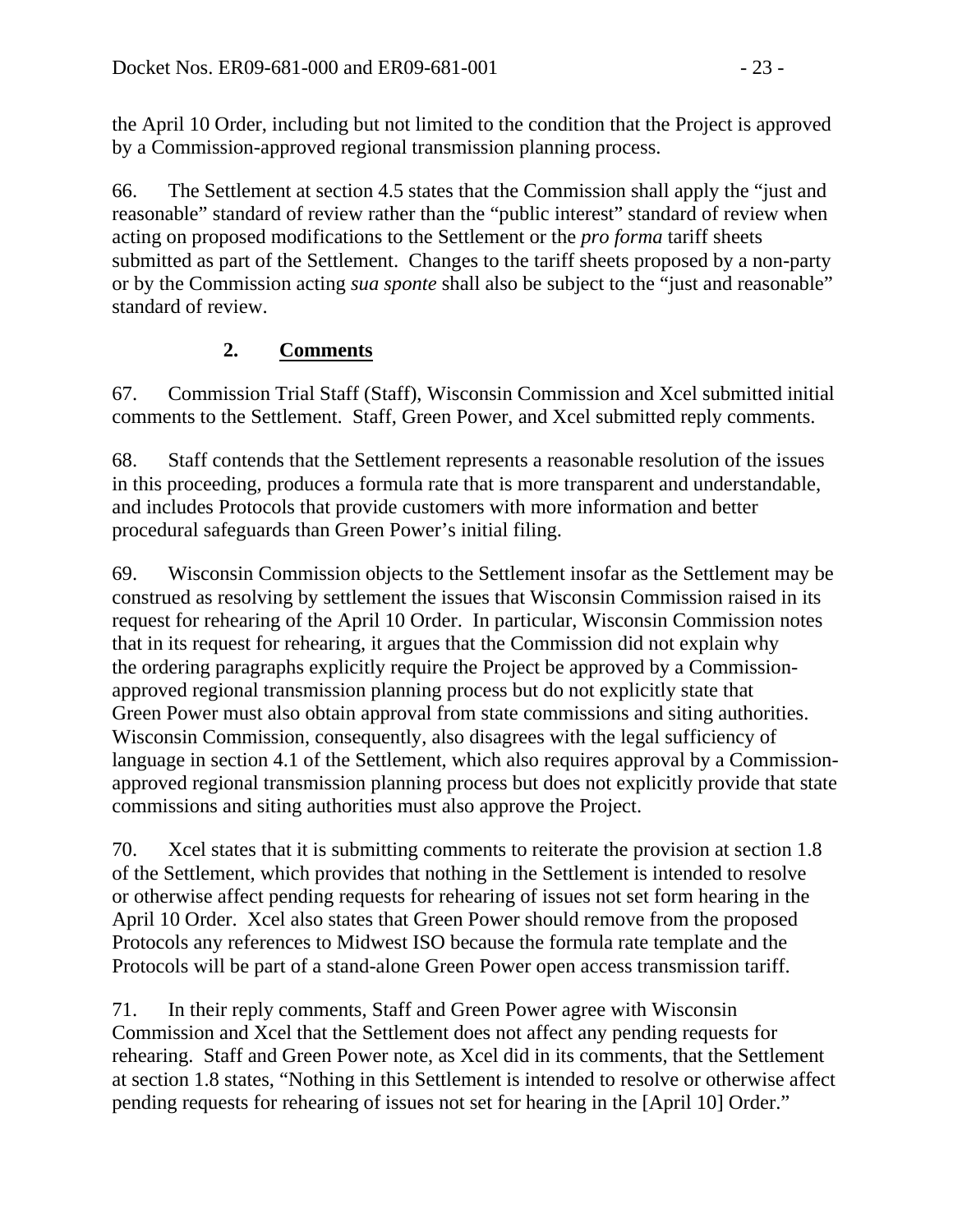the April 10 Order, including but not limited to the condition that the Project is approved by a Commission-approved regional transmission planning process.

66. The Settlement at section 4.5 states that the Commission shall apply the "just and reasonable" standard of review rather than the "public interest" standard of review when acting on proposed modifications to the Settlement or the *pro forma* tariff sheets submitted as part of the Settlement. Changes to the tariff sheets proposed by a non-party or by the Commission acting *sua sponte* shall also be subject to the "just and reasonable" standard of review.

### 2. Comments

67. Commission Trial Staff (Staff), Wisconsin Commission and Xcel submitted initial comments to the Settlement. Staff, Green Power, and Xcel submitted reply comments.

68. Staff contends that the Settlement represents a reasonable resolution of the issues in this proceeding, produces a formula rate that is more transparent and understandable, and includes Protocols that provide customers with more information and better procedural safeguards than Green Power's initial filing.

69. Wisconsin Commission objects to the Settlement insofar as the Settlement may be construed as resolving by settlement the issues that Wisconsin Commission raised in its request for rehearing of the April 10 Order. In particular, Wisconsin Commission notes that in its request for rehearing, it argues that the Commission did not explain why the ordering paragraphs explicitly require the Project be approved by a Commission-approved regional transmission planning process but do not explicitly state that Green Power must also obtain approval from state commissions and siting authorities. Wisconsin Commission, consequently, also disagrees with the legal sufficiency of language in section 4.1 of the Settlement, which also requires approval by a Commission-approved regional transmission planning process but does not explicitly provide that state commissions and siting authorities must also approve the Project.

70. Xcel states that it is submitting comments to reiterate the provision at section 1.8 of the Settlement, which provides that nothing in the Settlement is intended to resolve or otherwise affect pending requests for rehearing of issues not set form hearing in the April 10 Order. Xcel also states that Green Power should remove from the proposed Protocols any references to Midwest ISO because the formula rate template and the Protocols will be part of a stand-alone Green Power open access transmission tariff.

71. In their reply comments, Staff and Green Power agree with Wisconsin Commission and Xcel that the Settlement does not affect any pending requests for rehearing. Staff and Green Power note, as Xcel did in its comments, that the Settlement at section 1.8 states, "Nothing in this Settlement is intended to resolve or otherwise affect pending requests for rehearing of issues not set for hearing in the [April 10] Order."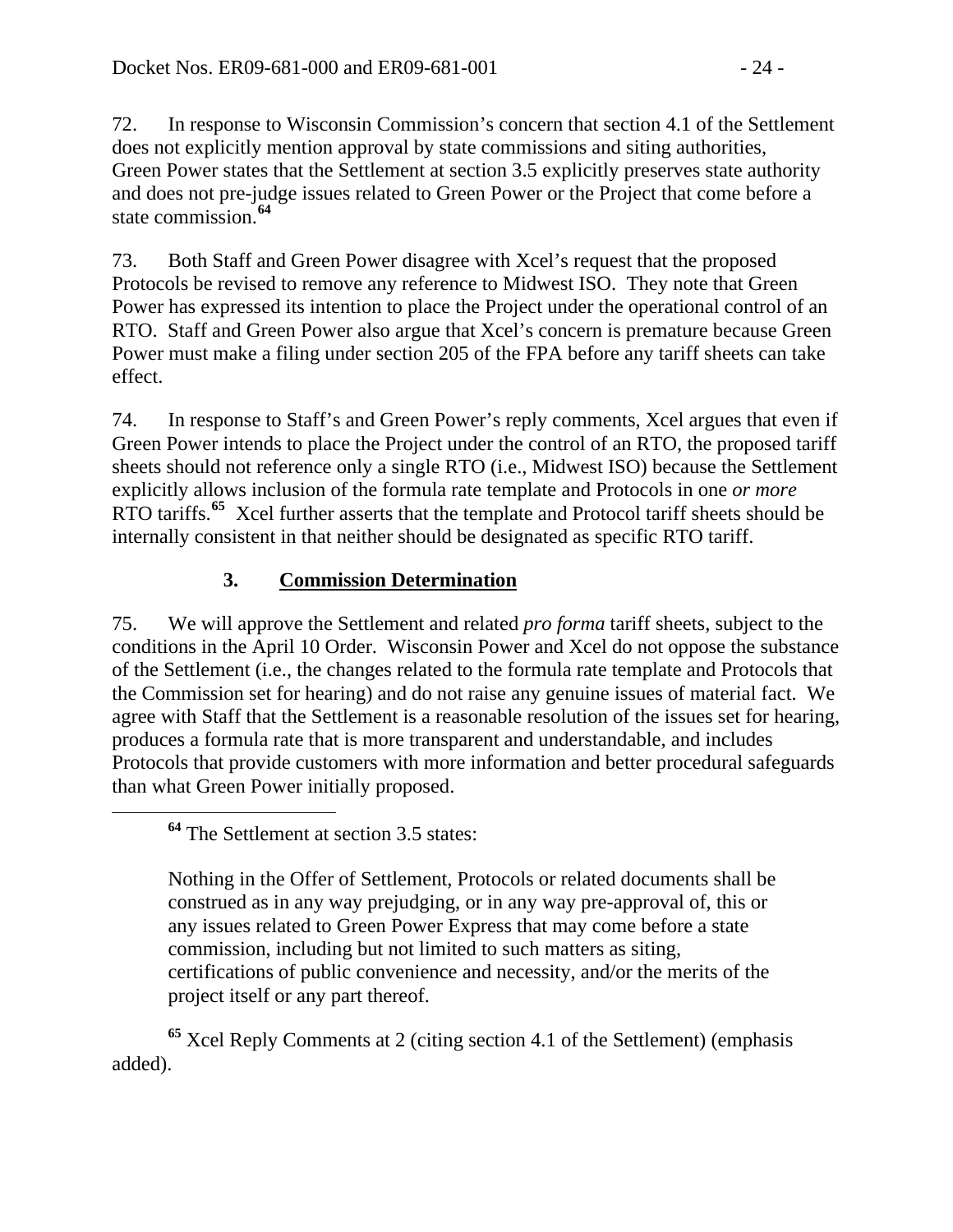72. In response to Wisconsin Commission's concern that section 4.1 of the Settlement does not explicitly mention approval by state commissions and siting authorities, Green Power states that the Settlement at section 3.5 explicitly preserves state authority and does not pre-judge issues related to Green Power or the Project that come before a state commission.[64]

73. Both Staff and Green Power disagree with Xcel's request that the proposed Protocols be revised to remove any reference to Midwest ISO. They note that Green Power has expressed its intention to place the Project under the operational control of an RTO. Staff and Green Power also argue that Xcel's concern is premature because Green Power must make a filing under section 205 of the FPA before any tariff sheets can take effect.

74. In response to Staff's and Green Power's reply comments, Xcel argues that even if Green Power intends to place the Project under the control of an RTO, the proposed tariff sheets should not reference only a single RTO (i.e., Midwest ISO) because the Settlement explicitly allows inclusion of the formula rate template and Protocols in one *or more* RTO tariffs.[65] Xcel further asserts that the template and Protocol tariff sheets should be internally consistent in that neither should be designated as specific RTO tariff.

### 3. Commission Determination

75. We will approve the Settlement and related *pro forma* tariff sheets, subject to the conditions in the April 10 Order. Wisconsin Power and Xcel do not oppose the substance of the Settlement (i.e., the changes related to the formula rate template and Protocols that the Commission set for hearing) and do not raise any genuine issues of material fact. We agree with Staff that the Settlement is a reasonable resolution of the issues set for hearing, produces a formula rate that is more transparent and understandable, and includes Protocols that provide customers with more information and better procedural safeguards than what Green Power initially proposed.

---

[64] The Settlement at section 3.5 states:

> Nothing in the Offer of Settlement, Protocols or related documents shall be construed as in any way prejudging, or in any way pre-approval of, this or any issues related to Green Power Express that may come before a state commission, including but not limited to such matters as siting, certifications of public convenience and necessity, and/or the merits of the project itself or any part thereof.

[65] Xcel Reply Comments at 2 (citing section 4.1 of the Settlement) (emphasis added).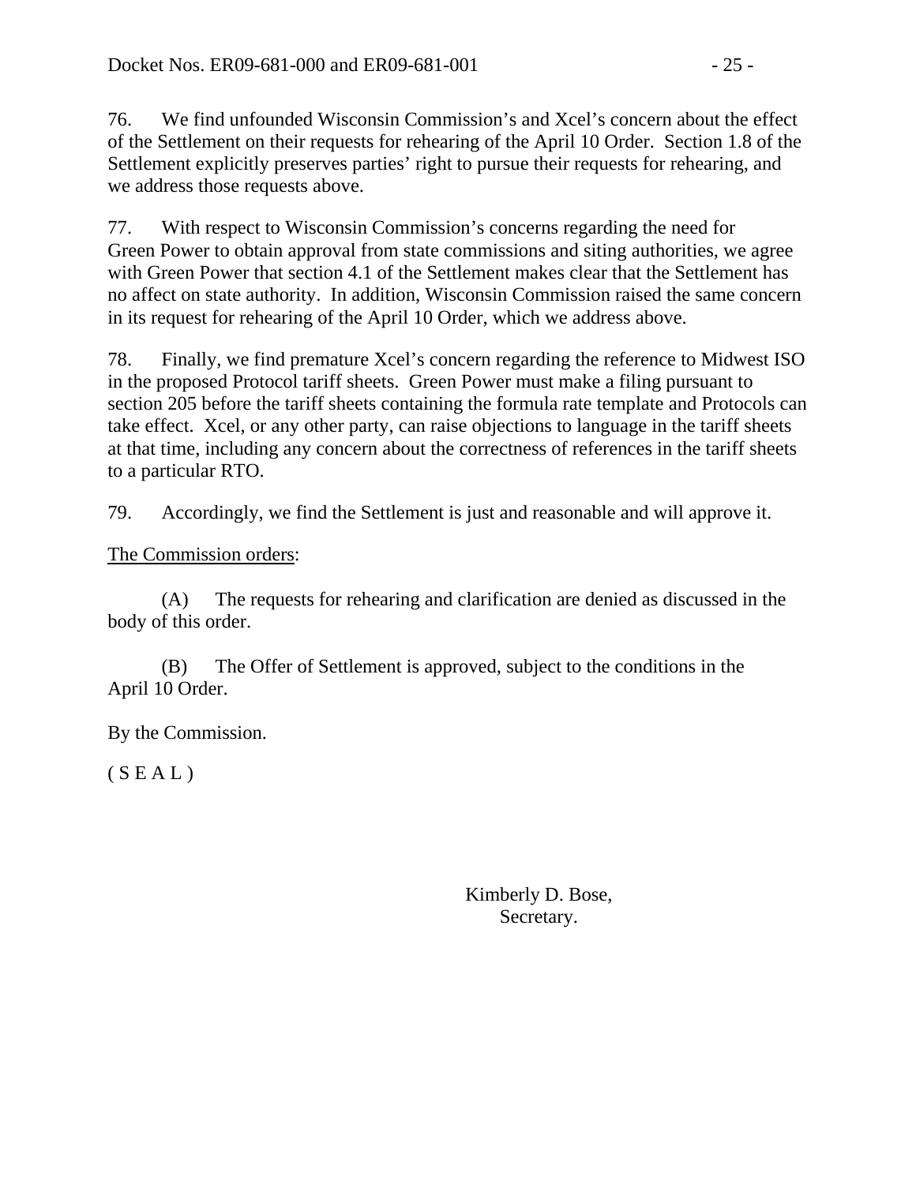76. We find unfounded Wisconsin Commission's and Xcel's concern about the effect of the Settlement on their requests for rehearing of the April 10 Order. Section 1.8 of the Settlement explicitly preserves parties' right to pursue their requests for rehearing, and we address those requests above.

77. With respect to Wisconsin Commission's concerns regarding the need for Green Power to obtain approval from state commissions and siting authorities, we agree with Green Power that section 4.1 of the Settlement makes clear that the Settlement has no affect on state authority. In addition, Wisconsin Commission raised the same concern in its request for rehearing of the April 10 Order, which we address above.

78. Finally, we find premature Xcel's concern regarding the reference to Midwest ISO in the proposed Protocol tariff sheets. Green Power must make a filing pursuant to section 205 before the tariff sheets containing the formula rate template and Protocols can take effect. Xcel, or any other party, can raise objections to language in the tariff sheets at that time, including any concern about the correctness of references in the tariff sheets to a particular RTO.

79. Accordingly, we find the Settlement is just and reasonable and will approve it.

<u>The Commission orders</u>:

(A) The requests for rehearing and clarification are denied as discussed in the body of this order.

(B) The Offer of Settlement is approved, subject to the conditions in the April 10 Order.

By the Commission.

( S E A L )

Kimberly D. Bose,
Secretary.